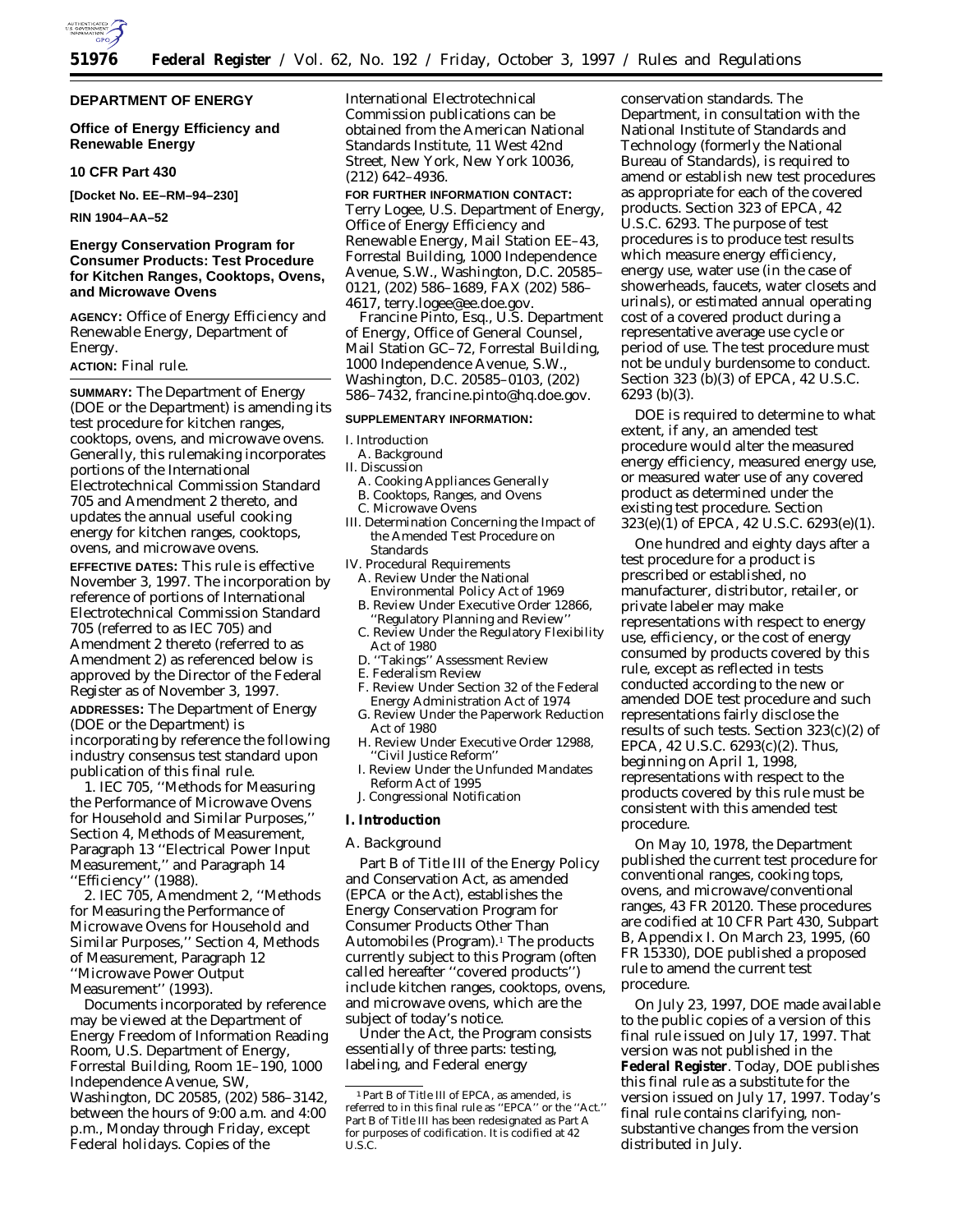**DEPARTMENT OF ENERGY**

**Office of Energy Efficiency and Renewable Energy**

**10 CFR Part 430**

**[Docket No. EE–RM–94–230]**

**RIN 1904–AA–52**

# Energy Conservation Program for Consumer Products: Test Procedure for Kitchen Ranges, Cooktops, Ovens, and Microwave Ovens

**AGENCY:** Office of Energy Efficiency and Renewable Energy, Department of Energy.

**ACTION:** Final rule.

**SUMMARY:** The Department of Energy (DOE or the Department) is amending its test procedure for kitchen ranges, cooktops, ovens, and microwave ovens. Generally, this rulemaking incorporates portions of the International Electrotechnical Commission Standard 705 and Amendment 2 thereto, and updates the annual useful cooking energy for kitchen ranges, cooktops, ovens, and microwave ovens.

**EFFECTIVE DATES:** This rule is effective November 3, 1997. The incorporation by reference of portions of International Electrotechnical Commission Standard 705 (referred to as IEC 705) and Amendment 2 thereto (referred to as Amendment 2) as referenced below is approved by the Director of the Federal Register as of November 3, 1997.

**ADDRESSES:** The Department of Energy (DOE or the Department) is incorporating by reference the following industry consensus test standard upon publication of this final rule.

1. IEC 705, ''Methods for Measuring the Performance of Microwave Ovens for Household and Similar Purposes,'' Section 4, Methods of Measurement, Paragraph 13 ''Electrical Power Input Measurement,'' and Paragraph 14 ''Efficiency'' (1988).

2. IEC 705, Amendment 2, ''Methods for Measuring the Performance of Microwave Ovens for Household and Similar Purposes,'' Section 4, Methods of Measurement, Paragraph 12 ''Microwave Power Output Measurement'' (1993).

Documents incorporated by reference may be viewed at the Department of Energy Freedom of Information Reading Room, U.S. Department of Energy, Forrestal Building, Room 1E–190, 1000 Independence Avenue, SW, Washington, DC 20585, (202) 586–3142, between the hours of 9:00 a.m. and 4:00 p.m., Monday through Friday, except Federal holidays. Copies of the International Electrotechnical Commission publications can be obtained from the American National Standards Institute, 11 West 42nd Street, New York, New York 10036, (212) 642–4936.

**FOR FURTHER INFORMATION CONTACT:** Terry Logee, U.S. Department of Energy, Office of Energy Efficiency and Renewable Energy, Mail Station EE–43, Forrestal Building, 1000 Independence Avenue, S.W., Washington, D.C. 20585–0121, (202) 586–1689, FAX (202) 586–4617, terry.logee@ee.doe.gov.

Francine Pinto, Esq., U.S. Department of Energy, Office of General Counsel, Mail Station GC–72, Forrestal Building, 1000 Independence Avenue, S.W., Washington, D.C. 20585–0103, (202) 586–7432, francine.pinto@hq.doe.gov.

**SUPPLEMENTARY INFORMATION:**

I. Introduction
  A. Background
II. Discussion
  A. Cooking Appliances Generally
  B. Cooktops, Ranges, and Ovens
  C. Microwave Ovens
III. Determination Concerning the Impact of the Amended Test Procedure on Standards
IV. Procedural Requirements
  A. Review Under the National Environmental Policy Act of 1969
  B. Review Under Executive Order 12866, ''Regulatory Planning and Review''
  C. Review Under the Regulatory Flexibility Act of 1980
  D. ''Takings'' Assessment Review
  E. Federalism Review
  F. Review Under Section 32 of the Federal Energy Administration Act of 1974
  G. Review Under the Paperwork Reduction Act of 1980
  H. Review Under Executive Order 12988, ''Civil Justice Reform''
  I. Review Under the Unfunded Mandates Reform Act of 1995
  J. Congressional Notification

## I. Introduction

### A. Background

Part B of Title III of the Energy Policy and Conservation Act, as amended (EPCA or the Act), establishes the Energy Conservation Program for Consumer Products Other Than Automobiles (Program).[1] The products currently subject to this Program (often called hereafter ''covered products'') include kitchen ranges, cooktops, ovens, and microwave ovens, which are the subject of today's notice.

Under the Act, the Program consists essentially of three parts: testing, labeling, and Federal energy conservation standards. The Department, in consultation with the National Institute of Standards and Technology (formerly the National Bureau of Standards), is required to amend or establish new test procedures as appropriate for each of the covered products. Section 323 of EPCA, 42 U.S.C. 6293. The purpose of test procedures is to produce test results which measure energy efficiency, energy use, water use (in the case of showerheads, faucets, water closets and urinals), or estimated annual operating cost of a covered product during a representative average use cycle or period of use. The test procedure must not be unduly burdensome to conduct. Section 323 (b)(3) of EPCA, 42 U.S.C. 6293 (b)(3).

DOE is required to determine to what extent, if any, an amended test procedure would alter the measured energy efficiency, measured energy use, or measured water use of any covered product as determined under the existing test procedure. Section 323(e)(1) of EPCA, 42 U.S.C. 6293(e)(1).

One hundred and eighty days after a test procedure for a product is prescribed or established, no manufacturer, distributor, retailer, or private labeler may make representations with respect to energy use, efficiency, or the cost of energy consumed by products covered by this rule, except as reflected in tests conducted according to the new or amended DOE test procedure and such representations fairly disclose the results of such tests. Section 323(c)(2) of EPCA, 42 U.S.C. 6293(c)(2). Thus, beginning on April 1, 1998, representations with respect to the products covered by this rule must be consistent with this amended test procedure.

On May 10, 1978, the Department published the current test procedure for conventional ranges, cooking tops, ovens, and microwave/conventional ranges, 43 FR 20120. These procedures are codified at 10 CFR Part 430, Subpart B, Appendix I. On March 23, 1995, (60 FR 15330), DOE published a proposed rule to amend the current test procedure.

On July 23, 1997, DOE made available to the public copies of a version of this final rule issued on July 17, 1997. That version was not published in the **Federal Register**. Today, DOE publishes this final rule as a substitute for the version issued on July 17, 1997. Today's final rule contains clarifying, non-substantive changes from the version distributed in July.

[1] Part B of Title III of EPCA, as amended, is referred to in this final rule as ''EPCA'' or the ''Act.'' Part B of Title III has been redesignated as Part A for purposes of codification. It is codified at 42 U.S.C.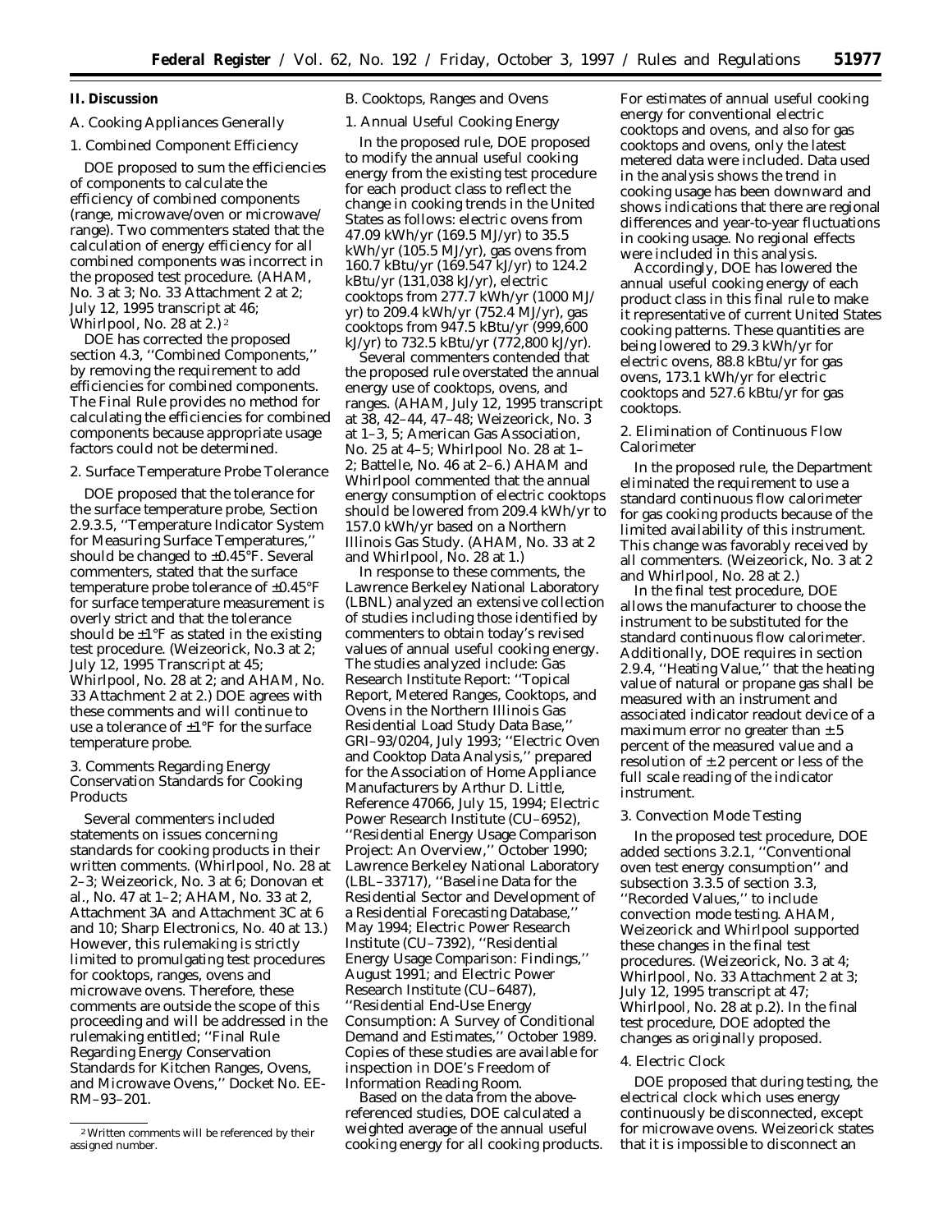## II. Discussion

### A. Cooking Appliances Generally

#### 1. Combined Component Efficiency

DOE proposed to sum the efficiencies of components to calculate the efficiency of combined components (range, microwave/oven or microwave/range). Two commenters stated that the calculation of energy efficiency for all combined components was incorrect in the proposed test procedure. (AHAM, No. 3 at 3; No. 33 Attachment 2 at 2; July 12, 1995 transcript at 46; Whirlpool, No. 28 at 2.)[2]

DOE has corrected the proposed section 4.3, ''Combined Components,'' by removing the requirement to add efficiencies for combined components. The Final Rule provides no method for calculating the efficiencies for combined components because appropriate usage factors could not be determined.

#### 2. Surface Temperature Probe Tolerance

DOE proposed that the tolerance for the surface temperature probe, Section 2.9.3.5, ''Temperature Indicator System for Measuring Surface Temperatures,'' should be changed to ±0.45°F. Several commenters, stated that the surface temperature probe tolerance of ±0.45°F for surface temperature measurement is overly strict and that the tolerance should be ±1°F as stated in the existing test procedure. (Weizeorick, No.3 at 2; July 12, 1995 Transcript at 45; Whirlpool, No. 28 at 2; and AHAM, No. 33 Attachment 2 at 2.) DOE agrees with these comments and will continue to use a tolerance of ±1°F for the surface temperature probe.

#### 3. Comments Regarding Energy Conservation Standards for Cooking Products

Several commenters included statements on issues concerning standards for cooking products in their written comments. (Whirlpool, No. 28 at 2–3; Weizeorick, No. 3 at 6; Donovan et al., No. 47 at 1–2; AHAM, No. 33 at 2, Attachment 3A and Attachment 3C at 6 and 10; Sharp Electronics, No. 40 at 13.) However, this rulemaking is strictly limited to promulgating test procedures for cooktops, ranges, ovens and microwave ovens. Therefore, these comments are outside the scope of this proceeding and will be addressed in the rulemaking entitled; ''Final Rule Regarding Energy Conservation Standards for Kitchen Ranges, Ovens, and Microwave Ovens,'' Docket No. EE-RM–93–201.

### B. Cooktops, Ranges and Ovens

#### 1. Annual Useful Cooking Energy

In the proposed rule, DOE proposed to modify the annual useful cooking energy from the existing test procedure for each product class to reflect the change in cooking trends in the United States as follows: electric ovens from 47.09 kWh/yr (169.5 MJ/yr) to 35.5 kWh/yr (105.5 MJ/yr), gas ovens from 160.7 kBtu/yr (169.547 kJ/yr) to 124.2 kBtu/yr (131,038 kJ/yr), electric cooktops from 277.7 kWh/yr (1000 MJ/yr) to 209.4 kWh/yr (752.4 MJ/yr), gas cooktops from 947.5 kBtu/yr (999,600 kJ/yr) to 732.5 kBtu/yr (772,800 kJ/yr).

Several commenters contended that the proposed rule overstated the annual energy use of cooktops, ovens, and ranges. (AHAM, July 12, 1995 transcript at 38, 42–44, 47–48; Weizeorick, No. 3 at 1–3, 5; American Gas Association, No. 25 at 4–5; Whirlpool No. 28 at 1–2; Battelle, No. 46 at 2–6.) AHAM and Whirlpool commented that the annual energy consumption of electric cooktops should be lowered from 209.4 kWh/yr to 157.0 kWh/yr based on a Northern Illinois Gas Study. (AHAM, No. 33 at 2 and Whirlpool, No. 28 at 1.)

In response to these comments, the Lawrence Berkeley National Laboratory (LBNL) analyzed an extensive collection of studies including those identified by commenters to obtain today's revised values of annual useful cooking energy. The studies analyzed include: Gas Research Institute Report: ''Topical Report, Metered Ranges, Cooktops, and Ovens in the Northern Illinois Gas Residential Load Study Data Base,'' GRI–93/0204, July 1993; ''Electric Oven and Cooktop Data Analysis,'' prepared for the Association of Home Appliance Manufacturers by Arthur D. Little, Reference 47066, July 15, 1994; Electric Power Research Institute (CU–6952), ''Residential Energy Usage Comparison Project: An Overview,'' October 1990; Lawrence Berkeley National Laboratory (LBL–33717), ''Baseline Data for the Residential Sector and Development of a Residential Forecasting Database,'' May 1994; Electric Power Research Institute (CU–7392), ''Residential Energy Usage Comparison: Findings,'' August 1991; and Electric Power Research Institute (CU–6487), ''Residential End-Use Energy Consumption: A Survey of Conditional Demand and Estimates,'' October 1989. Copies of these studies are available for inspection in DOE's Freedom of Information Reading Room.

Based on the data from the above-referenced studies, DOE calculated a weighted average of the annual useful cooking energy for all cooking products. For estimates of annual useful cooking energy for conventional electric cooktops and ovens, and also for gas cooktops and ovens, only the latest metered data were included. Data used in the analysis shows the trend in cooking usage has been downward and shows indications that there are regional differences and year-to-year fluctuations in cooking usage. No regional effects were included in this analysis.

Accordingly, DOE has lowered the annual useful cooking energy of each product class in this final rule to make it representative of current United States cooking patterns. These quantities are being lowered to 29.3 kWh/yr for electric ovens, 88.8 kBtu/yr for gas ovens, 173.1 kWh/yr for electric cooktops and 527.6 kBtu/yr for gas cooktops.

#### 2. Elimination of Continuous Flow Calorimeter

In the proposed rule, the Department eliminated the requirement to use a standard continuous flow calorimeter for gas cooking products because of the limited availability of this instrument. This change was favorably received by all commenters. (Weizeorick, No. 3 at 2 and Whirlpool, No. 28 at 2.)

In the final test procedure, DOE allows the manufacturer to choose the instrument to be substituted for the standard continuous flow calorimeter. Additionally, DOE requires in section 2.9.4, ''Heating Value,'' that the heating value of natural or propane gas shall be measured with an instrument and associated indicator readout device of a maximum error no greater than ±.5 percent of the measured value and a resolution of ±.2 percent or less of the full scale reading of the indicator instrument.

#### 3. Convection Mode Testing

In the proposed test procedure, DOE added sections 3.2.1, ''Conventional oven test energy consumption'' and subsection 3.3.5 of section 3.3, ''Recorded Values,'' to include convection mode testing. AHAM, Weizeorick and Whirlpool supported these changes in the final test procedures. (Weizeorick, No. 3 at 4; Whirlpool, No. 33 Attachment 2 at 3; July 12, 1995 transcript at 47; Whirlpool, No. 28 at p.2). In the final test procedure, DOE adopted the changes as originally proposed.

#### 4. Electric Clock

DOE proposed that during testing, the electrical clock which uses energy continuously be disconnected, except for microwave ovens. Weizeorick states that it is impossible to disconnect an

[2] Written comments will be referenced by their assigned number.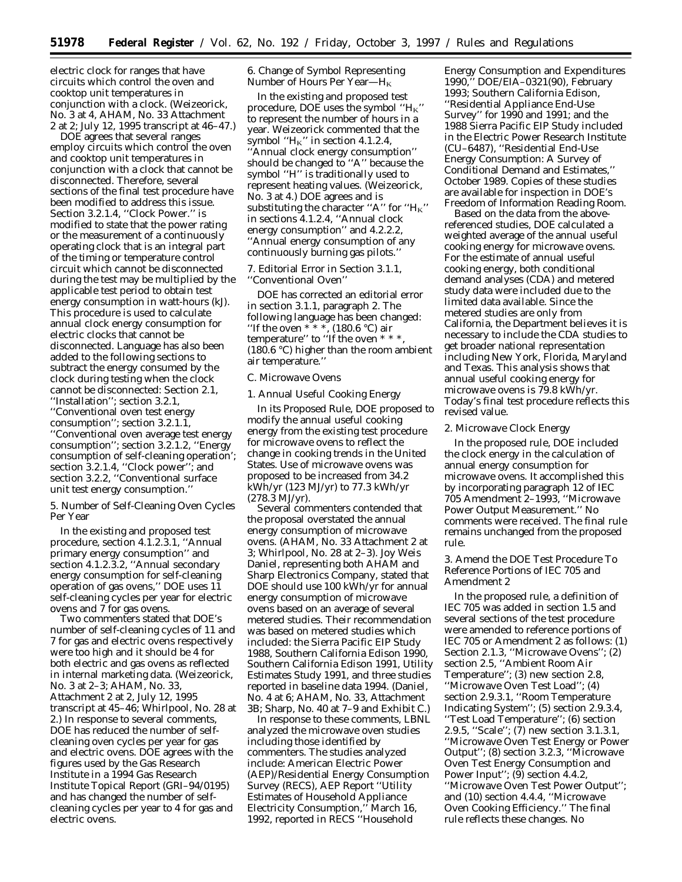electric clock for ranges that have circuits which control the oven and cooktop unit temperatures in conjunction with a clock. (Weizeorick, No. 3 at 4, AHAM, No. 33 Attachment 2 at 2; July 12, 1995 transcript at 46–47.)

DOE agrees that several ranges employ circuits which control the oven and cooktop unit temperatures in conjunction with a clock that cannot be disconnected. Therefore, several sections of the final test procedure have been modified to address this issue. Section 3.2.1.4, ''Clock Power.'' is modified to state that the power rating or the measurement of a continuously operating clock that is an integral part of the timing or temperature control circuit which cannot be disconnected during the test may be multiplied by the applicable test period to obtain test energy consumption in watt-hours (kJ). This procedure is used to calculate annual clock energy consumption for electric clocks that cannot be disconnected. Language has also been added to the following sections to subtract the energy consumed by the clock during testing when the clock cannot be disconnected: Section 2.1, ''Installation''; section 3.2.1, ''Conventional oven test energy consumption''; section 3.2.1.1, ''Conventional oven average test energy consumption''; section 3.2.1.2, ''Energy consumption of self-cleaning operation'; section 3.2.1.4, ''Clock power''; and section 3.2.2, ''Conventional surface unit test energy consumption.''

5. Number of Self-Cleaning Oven Cycles Per Year

In the existing and proposed test procedure, section 4.1.2.3.1, ''Annual primary energy consumption'' and section 4.1.2.3.2, ''Annual secondary energy consumption for self-cleaning operation of gas ovens,'' DOE uses 11 self-cleaning cycles per year for electric ovens and 7 for gas ovens.

Two commenters stated that DOE's number of self-cleaning cycles of 11 and 7 for gas and electric ovens respectively were too high and it should be 4 for both electric and gas ovens as reflected in internal marketing data. (Weizeorick, No. 3 at 2–3; AHAM, No. 33, Attachment 2 at 2, July 12, 1995 transcript at 45–46; Whirlpool, No. 28 at 2.) In response to several comments, DOE has reduced the number of self-cleaning oven cycles per year for gas and electric ovens. DOE agrees with the figures used by the Gas Research Institute in a 1994 Gas Research Institute Topical Report (GRI–94/0195) and has changed the number of self-cleaning cycles per year to 4 for gas and electric ovens.

6. Change of Symbol Representing Number of Hours Per Year—$H_K$

In the existing and proposed test procedure, DOE uses the symbol ''$H_K$'' to represent the number of hours in a year. Weizeorick commented that the symbol ''$H_K$'' in section 4.1.2.4, ''Annual clock energy consumption'' should be changed to ''A'' because the symbol ''H'' is traditionally used to represent heating values. (Weizeorick, No. 3 at 4.) DOE agrees and is substituting the character ''A'' for ''$H_K$'' in sections 4.1.2.4, ''Annual clock energy consumption'' and 4.2.2.2, ''Annual energy consumption of any continuously burning gas pilots.''

7. Editorial Error in Section 3.1.1, ''Conventional Oven''

DOE has corrected an editorial error in section 3.1.1, paragraph 2. The following language has been changed: ''If the oven * * *, (180.6 °C) air temperature'' to ''If the oven * * *, (180.6 °C) higher than the room ambient air temperature.''

## C. Microwave Ovens

1. Annual Useful Cooking Energy

In its Proposed Rule, DOE proposed to modify the annual useful cooking energy from the existing test procedure for microwave ovens to reflect the change in cooking trends in the United States. Use of microwave ovens was proposed to be increased from 34.2 kWh/yr (123 MJ/yr) to 77.3 kWh/yr (278.3 MJ/yr).

Several commenters contended that the proposal overstated the annual energy consumption of microwave ovens. (AHAM, No. 33 Attachment 2 at 3; Whirlpool, No. 28 at 2–3). Joy Weis Daniel, representing both AHAM and Sharp Electronics Company, stated that DOE should use 100 kWh/yr for annual energy consumption of microwave ovens based on an average of several metered studies. Their recommendation was based on metered studies which included: the Sierra Pacific EIP Study 1988, Southern California Edison 1990, Southern California Edison 1991, Utility Estimates Study 1991, and three studies reported in baseline data 1994. (Daniel, No. 4 at 6; AHAM, No. 33, Attachment 3B; Sharp, No. 40 at 7–9 and Exhibit C.)

In response to these comments, LBNL analyzed the microwave oven studies including those identified by commenters. The studies analyzed include: American Electric Power (AEP)/Residential Energy Consumption Survey (RECS), AEP Report ''Utility Estimates of Household Appliance Electricity Consumption,'' March 16, 1992, reported in RECS ''Household Energy Consumption and Expenditures 1990,'' DOE/EIA–0321(90), February 1993; Southern California Edison, ''Residential Appliance End-Use Survey'' for 1990 and 1991; and the 1988 Sierra Pacific EIP Study included in the Electric Power Research Institute (CU–6487), ''Residential End-Use Energy Consumption: A Survey of Conditional Demand and Estimates,'' October 1989. Copies of these studies are available for inspection in DOE's Freedom of Information Reading Room.

Based on the data from the above-referenced studies, DOE calculated a weighted average of the annual useful cooking energy for microwave ovens. For the estimate of annual useful cooking energy, both conditional demand analyses (CDA) and metered study data were included due to the limited data available. Since the metered studies are only from California, the Department believes it is necessary to include the CDA studies to get broader national representation including New York, Florida, Maryland and Texas. This analysis shows that annual useful cooking energy for microwave ovens is 79.8 kWh/yr. Today's final test procedure reflects this revised value.

2. Microwave Clock Energy

In the proposed rule, DOE included the clock energy in the calculation of annual energy consumption for microwave ovens. It accomplished this by incorporating paragraph 12 of IEC 705 Amendment 2–1993, ''Microwave Power Output Measurement.'' No comments were received. The final rule remains unchanged from the proposed rule.

3. Amend the DOE Test Procedure To Reference Portions of IEC 705 and Amendment 2

In the proposed rule, a definition of IEC 705 was added in section 1.5 and several sections of the test procedure were amended to reference portions of IEC 705 or Amendment 2 as follows: (1) Section 2.1.3, ''Microwave Ovens''; (2) section 2.5, ''Ambient Room Air Temperature''; (3) new section 2.8, ''Microwave Oven Test Load''; (4) section 2.9.3.1, ''Room Temperature Indicating System''; (5) section 2.9.3.4, ''Test Load Temperature''; (6) section 2.9.5, ''Scale''; (7) new section 3.1.3.1, ''Microwave Oven Test Energy or Power Output''; (8) section 3.2.3, ''Microwave Oven Test Energy Consumption and Power Input''; (9) section 4.4.2, ''Microwave Oven Test Power Output''; and (10) section 4.4.4, ''Microwave Oven Cooking Efficiency.'' The final rule reflects these changes. No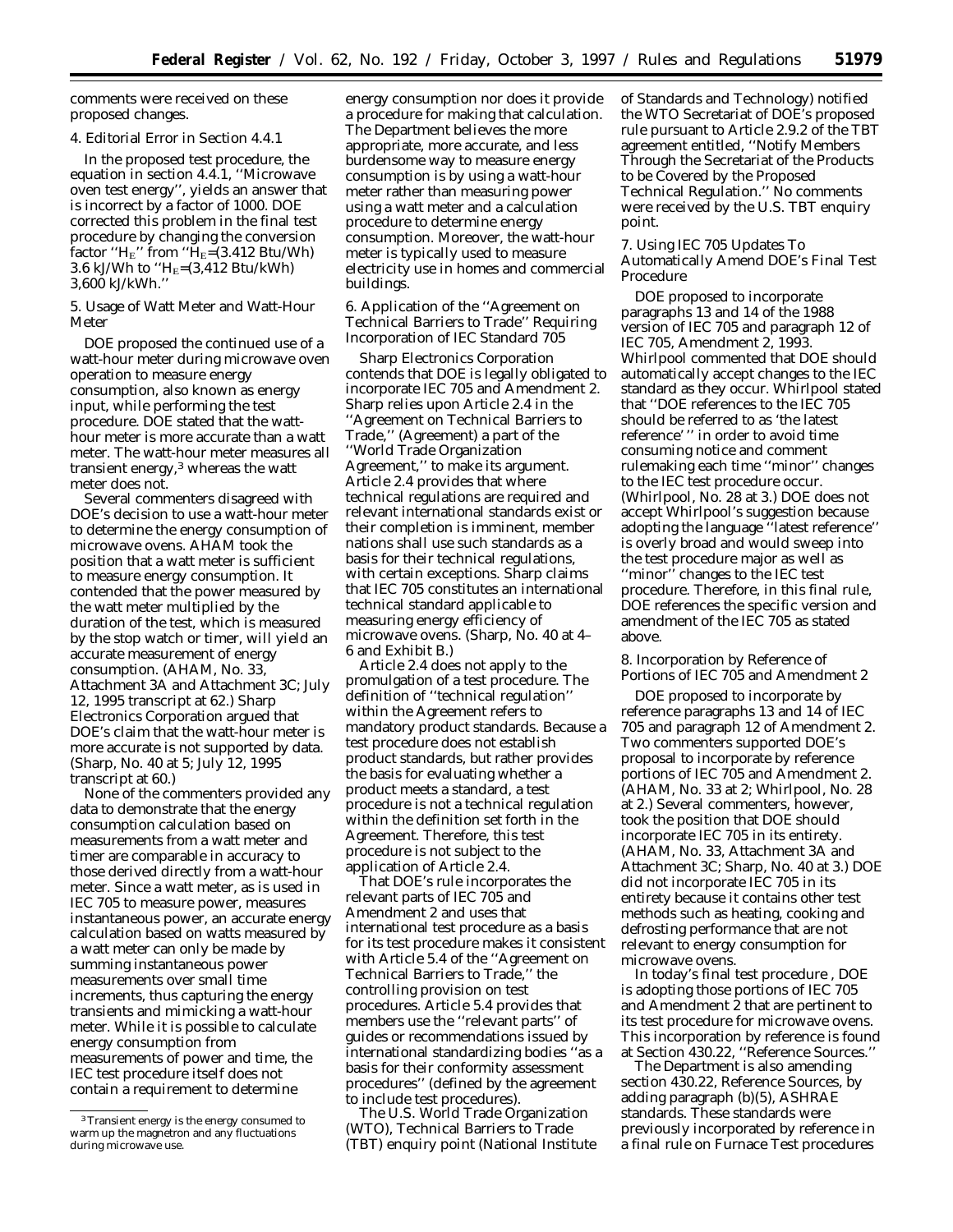comments were received on these proposed changes.

4. Editorial Error in Section 4.4.1

In the proposed test procedure, the equation in section 4.4.1, ''Microwave oven test energy'', yields an answer that is incorrect by a factor of 1000. DOE corrected this problem in the final test procedure by changing the conversion factor ''$H_E$'' from ''$H_E$=(3.412 Btu/Wh) 3.6 kJ/Wh to ''$H_E$=(3,412 Btu/kWh) 3,600 kJ/kWh.''

5. Usage of Watt Meter and Watt-Hour Meter

DOE proposed the continued use of a watt-hour meter during microwave oven operation to measure energy consumption, also known as energy input, while performing the test procedure. DOE stated that the watt-hour meter is more accurate than a watt meter. The watt-hour meter measures all transient energy,[3] whereas the watt meter does not.

Several commenters disagreed with DOE's decision to use a watt-hour meter to determine the energy consumption of microwave ovens. AHAM took the position that a watt meter is sufficient to measure energy consumption. It contended that the power measured by the watt meter multiplied by the duration of the test, which is measured by the stop watch or timer, will yield an accurate measurement of energy consumption. (AHAM, No. 33, Attachment 3A and Attachment 3C; July 12, 1995 transcript at 62.) Sharp Electronics Corporation argued that DOE's claim that the watt-hour meter is more accurate is not supported by data. (Sharp, No. 40 at 5; July 12, 1995 transcript at 60.)

None of the commenters provided any data to demonstrate that the energy consumption calculation based on measurements from a watt meter and timer are comparable in accuracy to those derived directly from a watt-hour meter. Since a watt meter, as is used in IEC 705 to measure power, measures instantaneous power, an accurate energy calculation based on watts measured by a watt meter can only be made by summing instantaneous power measurements over small time increments, thus capturing the energy transients and mimicking a watt-hour meter. While it is possible to calculate energy consumption from measurements of power and time, the IEC test procedure itself does not contain a requirement to determine energy consumption nor does it provide a procedure for making that calculation. The Department believes the more appropriate, more accurate, and less burdensome way to measure energy consumption is by using a watt-hour meter rather than measuring power using a watt meter and a calculation procedure to determine energy consumption. Moreover, the watt-hour meter is typically used to measure electricity use in homes and commercial buildings.

6. Application of the ''Agreement on Technical Barriers to Trade'' Requiring Incorporation of IEC Standard 705

Sharp Electronics Corporation contends that DOE is legally obligated to incorporate IEC 705 and Amendment 2. Sharp relies upon Article 2.4 in the ''Agreement on Technical Barriers to Trade,'' (Agreement) a part of the ''World Trade Organization Agreement,'' to make its argument. Article 2.4 provides that where technical regulations are required and relevant international standards exist or their completion is imminent, member nations shall use such standards as a basis for their technical regulations, with certain exceptions. Sharp claims that IEC 705 constitutes an international technical standard applicable to measuring energy efficiency of microwave ovens. (Sharp, No. 40 at 4–6 and Exhibit B.)

Article 2.4 does not apply to the promulgation of a test procedure. The definition of ''technical regulation'' within the Agreement refers to mandatory product standards. Because a test procedure does not establish product standards, but rather provides the basis for evaluating whether a product meets a standard, a test procedure is not a technical regulation within the definition set forth in the Agreement. Therefore, this test procedure is not subject to the application of Article 2.4.

That DOE's rule incorporates the relevant parts of IEC 705 and Amendment 2 and uses that international test procedure as a basis for its test procedure makes it consistent with Article 5.4 of the ''Agreement on Technical Barriers to Trade,'' the controlling provision on test procedures. Article 5.4 provides that members use the ''relevant parts'' of guides or recommendations issued by international standardizing bodies ''as a basis for their conformity assessment procedures'' (defined by the agreement to include test procedures).

The U.S. World Trade Organization (WTO), Technical Barriers to Trade (TBT) enquiry point (National Institute of Standards and Technology) notified the WTO Secretariat of DOE's proposed rule pursuant to Article 2.9.2 of the TBT agreement entitled, ''Notify Members Through the Secretariat of the Products to be Covered by the Proposed Technical Regulation.'' No comments were received by the U.S. TBT enquiry point.

7. Using IEC 705 Updates To Automatically Amend DOE's Final Test Procedure

DOE proposed to incorporate paragraphs 13 and 14 of the 1988 version of IEC 705 and paragraph 12 of IEC 705, Amendment 2, 1993. Whirlpool commented that DOE should automatically accept changes to the IEC standard as they occur. Whirlpool stated that ''DOE references to the IEC 705 should be referred to as 'the latest reference' '' in order to avoid time consuming notice and comment rulemaking each time ''minor'' changes to the IEC test procedure occur. (Whirlpool, No. 28 at 3.) DOE does not accept Whirlpool's suggestion because adopting the language ''latest reference'' is overly broad and would sweep into the test procedure major as well as ''minor'' changes to the IEC test procedure. Therefore, in this final rule, DOE references the specific version and amendment of the IEC 705 as stated above.

8. Incorporation by Reference of Portions of IEC 705 and Amendment 2

DOE proposed to incorporate by reference paragraphs 13 and 14 of IEC 705 and paragraph 12 of Amendment 2. Two commenters supported DOE's proposal to incorporate by reference portions of IEC 705 and Amendment 2. (AHAM, No. 33 at 2; Whirlpool, No. 28 at 2.) Several commenters, however, took the position that DOE should incorporate IEC 705 in its entirety. (AHAM, No. 33, Attachment 3A and Attachment 3C; Sharp, No. 40 at 3.) DOE did not incorporate IEC 705 in its entirety because it contains other test methods such as heating, cooking and defrosting performance that are not relevant to energy consumption for microwave ovens.

In today's final test procedure, DOE is adopting those portions of IEC 705 and Amendment 2 that are pertinent to its test procedure for microwave ovens. This incorporation by reference is found at Section 430.22, ''Reference Sources.''

The Department is also amending section 430.22, Reference Sources, by adding paragraph (b)(5), ASHRAE standards. These standards were previously incorporated by reference in a final rule on Furnace Test procedures

[3] Transient energy is the energy consumed to warm up the magnetron and any fluctuations during microwave use.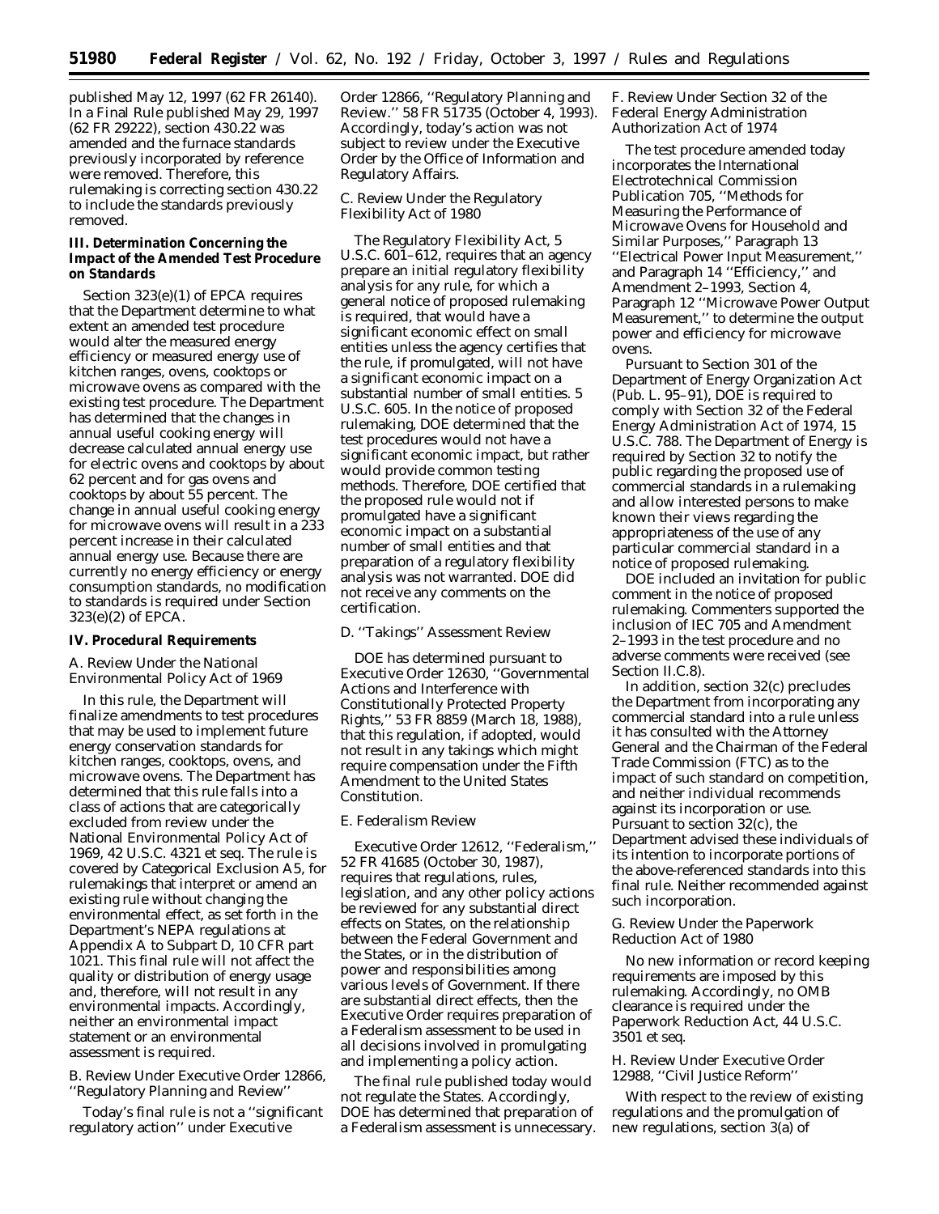published May 12, 1997 (62 FR 26140). In a Final Rule published May 29, 1997 (62 FR 29222), section 430.22 was amended and the furnace standards previously incorporated by reference were removed. Therefore, this rulemaking is correcting section 430.22 to include the standards previously removed.

## III. Determination Concerning the Impact of the Amended Test Procedure on Standards

Section 323(e)(1) of EPCA requires that the Department determine to what extent an amended test procedure would alter the measured energy efficiency or measured energy use of kitchen ranges, ovens, cooktops or microwave ovens as compared with the existing test procedure. The Department has determined that the changes in annual useful cooking energy will decrease calculated annual energy use for electric ovens and cooktops by about 62 percent and for gas ovens and cooktops by about 55 percent. The change in annual useful cooking energy for microwave ovens will result in a 233 percent increase in their calculated annual energy use. Because there are currently no energy efficiency or energy consumption standards, no modification to standards is required under Section 323(e)(2) of EPCA.

## IV. Procedural Requirements

### A. Review Under the National Environmental Policy Act of 1969

In this rule, the Department will finalize amendments to test procedures that may be used to implement future energy conservation standards for kitchen ranges, cooktops, ovens, and microwave ovens. The Department has determined that this rule falls into a class of actions that are categorically excluded from review under the National Environmental Policy Act of 1969, 42 U.S.C. 4321 et seq. The rule is covered by Categorical Exclusion A5, for rulemakings that interpret or amend an existing rule without changing the environmental effect, as set forth in the Department's NEPA regulations at Appendix A to Subpart D, 10 CFR part 1021. This final rule will not affect the quality or distribution of energy usage and, therefore, will not result in any environmental impacts. Accordingly, neither an environmental impact statement or an environmental assessment is required.

### B. Review Under Executive Order 12866, ''Regulatory Planning and Review''

Today's final rule is not a ''significant regulatory action'' under Executive Order 12866, ''Regulatory Planning and Review.'' 58 FR 51735 (October 4, 1993). Accordingly, today's action was not subject to review under the Executive Order by the Office of Information and Regulatory Affairs.

### C. Review Under the Regulatory Flexibility Act of 1980

The Regulatory Flexibility Act, 5 U.S.C. 601–612, requires that an agency prepare an initial regulatory flexibility analysis for any rule, for which a general notice of proposed rulemaking is required, that would have a significant economic effect on small entities unless the agency certifies that the rule, if promulgated, will not have a significant economic impact on a substantial number of small entities. 5 U.S.C. 605. In the notice of proposed rulemaking, DOE determined that the test procedures would not have a significant economic impact, but rather would provide common testing methods. Therefore, DOE certified that the proposed rule would not if promulgated have a significant economic impact on a substantial number of small entities and that preparation of a regulatory flexibility analysis was not warranted. DOE did not receive any comments on the certification.

### D. ''Takings'' Assessment Review

DOE has determined pursuant to Executive Order 12630, ''Governmental Actions and Interference with Constitutionally Protected Property Rights,'' 53 FR 8859 (March 18, 1988), that this regulation, if adopted, would not result in any takings which might require compensation under the Fifth Amendment to the United States Constitution.

### E. Federalism Review

Executive Order 12612, ''Federalism,'' 52 FR 41685 (October 30, 1987), requires that regulations, rules, legislation, and any other policy actions be reviewed for any substantial direct effects on States, on the relationship between the Federal Government and the States, or in the distribution of power and responsibilities among various levels of Government. If there are substantial direct effects, then the Executive Order requires preparation of a Federalism assessment to be used in all decisions involved in promulgating and implementing a policy action.

The final rule published today would not regulate the States. Accordingly, DOE has determined that preparation of a Federalism assessment is unnecessary.

### F. Review Under Section 32 of the Federal Energy Administration Authorization Act of 1974

The test procedure amended today incorporates the International Electrotechnical Commission Publication 705, ''Methods for Measuring the Performance of Microwave Ovens for Household and Similar Purposes,'' Paragraph 13 ''Electrical Power Input Measurement,'' and Paragraph 14 ''Efficiency,'' and Amendment 2–1993, Section 4, Paragraph 12 ''Microwave Power Output Measurement,'' to determine the output power and efficiency for microwave ovens.

Pursuant to Section 301 of the Department of Energy Organization Act (Pub. L. 95–91), DOE is required to comply with Section 32 of the Federal Energy Administration Act of 1974, 15 U.S.C. 788. The Department of Energy is required by Section 32 to notify the public regarding the proposed use of commercial standards in a rulemaking and allow interested persons to make known their views regarding the appropriateness of the use of any particular commercial standard in a notice of proposed rulemaking.

DOE included an invitation for public comment in the notice of proposed rulemaking. Commenters supported the inclusion of IEC 705 and Amendment 2–1993 in the test procedure and no adverse comments were received (see Section II.C.8).

In addition, section 32(c) precludes the Department from incorporating any commercial standard into a rule unless it has consulted with the Attorney General and the Chairman of the Federal Trade Commission (FTC) as to the impact of such standard on competition, and neither individual recommends against its incorporation or use. Pursuant to section 32(c), the Department advised these individuals of its intention to incorporate portions of the above-referenced standards into this final rule. Neither recommended against such incorporation.

### G. Review Under the Paperwork Reduction Act of 1980

No new information or record keeping requirements are imposed by this rulemaking. Accordingly, no OMB clearance is required under the Paperwork Reduction Act, 44 U.S.C. 3501 et seq.

### H. Review Under Executive Order 12988, ''Civil Justice Reform''

With respect to the review of existing regulations and the promulgation of new regulations, section 3(a) of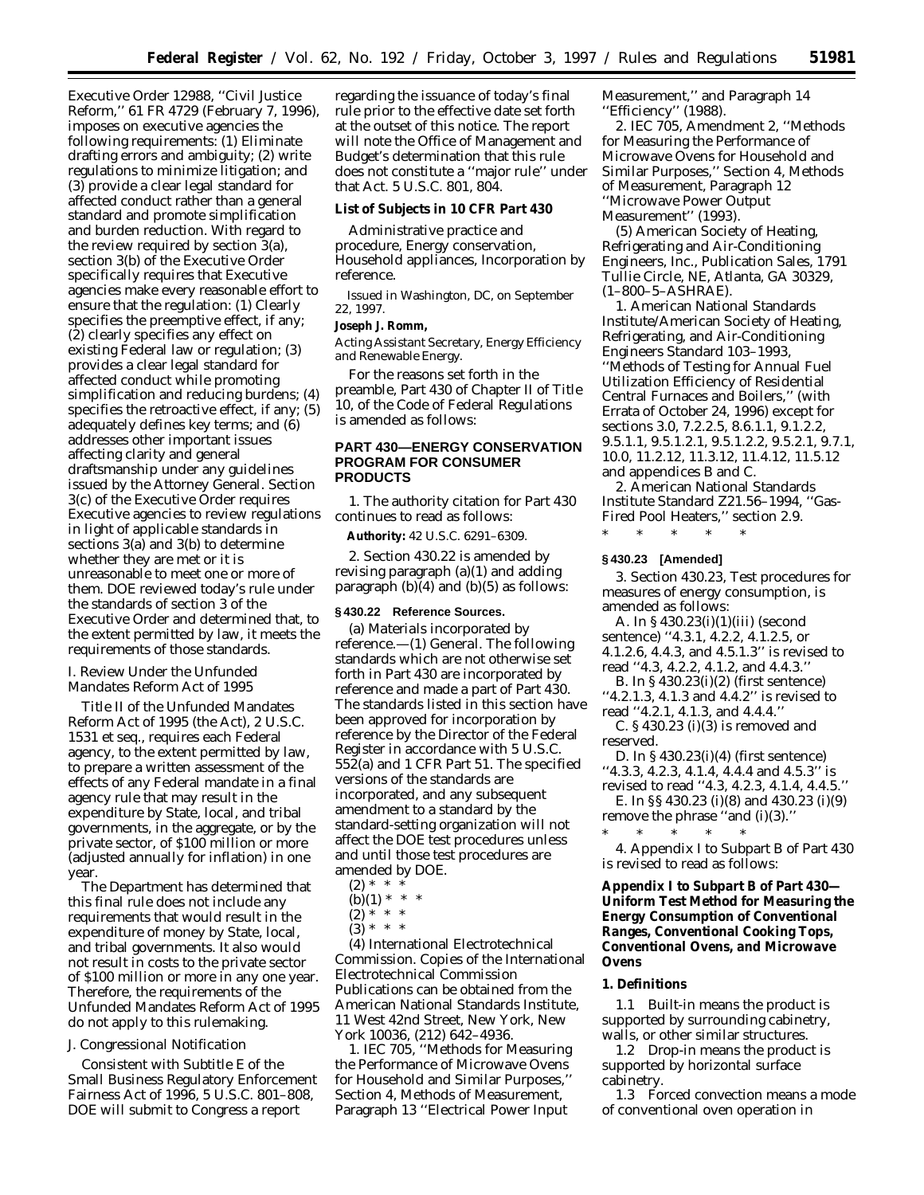Executive Order 12988, ''Civil Justice Reform,'' 61 FR 4729 (February 7, 1996), imposes on executive agencies the following requirements: (1) Eliminate drafting errors and ambiguity; (2) write regulations to minimize litigation; and (3) provide a clear legal standard for affected conduct rather than a general standard and promote simplification and burden reduction. With regard to the review required by section 3(a), section 3(b) of the Executive Order specifically requires that Executive agencies make every reasonable effort to ensure that the regulation: (1) Clearly specifies the preemptive effect, if any; (2) clearly specifies any effect on existing Federal law or regulation; (3) provides a clear legal standard for affected conduct while promoting simplification and reducing burdens; (4) specifies the retroactive effect, if any; (5) adequately defines key terms; and (6) addresses other important issues affecting clarity and general draftsmanship under any guidelines issued by the Attorney General. Section 3(c) of the Executive Order requires Executive agencies to review regulations in light of applicable standards in sections 3(a) and 3(b) to determine whether they are met or it is unreasonable to meet one or more of them. DOE reviewed today's rule under the standards of section 3 of the Executive Order and determined that, to the extent permitted by law, it meets the requirements of those standards.

## I. Review Under the Unfunded Mandates Reform Act of 1995

Title II of the Unfunded Mandates Reform Act of 1995 (the Act), 2 U.S.C. 1531 et seq., requires each Federal agency, to the extent permitted by law, to prepare a written assessment of the effects of any Federal mandate in a final agency rule that may result in the expenditure by State, local, and tribal governments, in the aggregate, or by the private sector, of $100 million or more (adjusted annually for inflation) in one year.

The Department has determined that this final rule does not include any requirements that would result in the expenditure of money by State, local, and tribal governments. It also would not result in costs to the private sector of $100 million or more in any one year. Therefore, the requirements of the Unfunded Mandates Reform Act of 1995 do not apply to this rulemaking.

## J. Congressional Notification

Consistent with Subtitle E of the Small Business Regulatory Enforcement Fairness Act of 1996, 5 U.S.C. 801–808, DOE will submit to Congress a report regarding the issuance of today's final rule prior to the effective date set forth at the outset of this notice. The report will note the Office of Management and Budget's determination that this rule does not constitute a ''major rule'' under that Act. 5 U.S.C. 801, 804.

### List of Subjects in 10 CFR Part 430

Administrative practice and procedure, Energy conservation, Household appliances, Incorporation by reference.

Issued in Washington, DC, on September 22, 1997.

**Joseph J. Romm,**

*Acting Assistant Secretary, Energy Efficiency and Renewable Energy.*

For the reasons set forth in the preamble, Part 430 of Chapter II of Title 10, of the Code of Federal Regulations is amended as follows:

## PART 430—ENERGY CONSERVATION PROGRAM FOR CONSUMER PRODUCTS

1. The authority citation for Part 430 continues to read as follows:

**Authority:** 42 U.S.C. 6291–6309.

2. Section 430.22 is amended by revising paragraph (a)(1) and adding paragraph (b)(4) and (b)(5) as follows:

### § 430.22 Reference Sources.

(a) Materials incorporated by reference.—(1) General. The following standards which are not otherwise set forth in Part 430 are incorporated by reference and made a part of Part 430. The standards listed in this section have been approved for incorporation by reference by the Director of the Federal Register in accordance with 5 U.S.C. 552(a) and 1 CFR Part 51. The specified versions of the standards are incorporated, and any subsequent amendment to a standard by the standard-setting organization will not affect the DOE test procedures unless and until those test procedures are amended by DOE.

(2) * * *

(b)(1) * * *

(2) * * *

(3) * * *

(4) International Electrotechnical Commission. Copies of the International Electrotechnical Commission Publications can be obtained from the American National Standards Institute, 11 West 42nd Street, New York, New York 10036, (212) 642–4936.

1. IEC 705, ''Methods for Measuring the Performance of Microwave Ovens for Household and Similar Purposes,'' Section 4, Methods of Measurement, Paragraph 13 ''Electrical Power Input Measurement,'' and Paragraph 14 ''Efficiency'' (1988).

2. IEC 705, Amendment 2, ''Methods for Measuring the Performance of Microwave Ovens for Household and Similar Purposes,'' Section 4, Methods of Measurement, Paragraph 12 ''Microwave Power Output Measurement'' (1993).

(5) American Society of Heating, Refrigerating and Air-Conditioning Engineers, Inc., Publication Sales, 1791 Tullie Circle, NE, Atlanta, GA 30329, (1–800–5–ASHRAE).

1. American National Standards Institute/American Society of Heating, Refrigerating, and Air-Conditioning Engineers Standard 103–1993, ''Methods of Testing for Annual Fuel Utilization Efficiency of Residential Central Furnaces and Boilers,'' (with Errata of October 24, 1996) except for sections 3.0, 7.2.2.5, 8.6.1.1, 9.1.2.2, 9.5.1.1, 9.5.1.2.1, 9.5.1.2.2, 9.5.2.1, 9.7.1, 10.0, 11.2.12, 11.3.12, 11.4.12, 11.5.12 and appendices B and C.

2. American National Standards Institute Standard Z21.56–1994, ''Gas-Fired Pool Heaters,'' section 2.9.

\* \* \* \* \*

### § 430.23 [Amended]

3. Section 430.23, Test procedures for measures of energy consumption, is amended as follows:

A. In § 430.23(i)(1)(iii) (second sentence) ''4.3.1, 4.2.2, 4.1.2.5, or 4.1.2.6, 4.4.3, and 4.5.1.3'' is revised to read ''4.3, 4.2.2, 4.1.2, and 4.4.3.''

B. In § 430.23(i)(2) (first sentence) ''4.2.1.3, 4.1.3 and 4.4.2'' is revised to read ''4.2.1, 4.1.3, and 4.4.4.''

C. § 430.23 (i)(3) is removed and reserved.

D. In § 430.23(i)(4) (first sentence) ''4.3.3, 4.2.3, 4.1.4, 4.4.4 and 4.5.3'' is revised to read ''4.3, 4.2.3, 4.1.4, 4.4.5.''

E. In §§ 430.23 (i)(8) and 430.23 (i)(9) remove the phrase ''and (i)(3).''

\* \* \* \* \*

4. Appendix I to Subpart B of Part 430 is revised to read as follows:

## Appendix I to Subpart B of Part 430—Uniform Test Method for Measuring the Energy Consumption of Conventional Ranges, Conventional Cooking Tops, Conventional Ovens, and Microwave Ovens

### 1. Definitions

1.1 Built-in means the product is supported by surrounding cabinetry, walls, or other similar structures.

1.2 Drop-in means the product is supported by horizontal surface cabinetry.

1.3 Forced convection means a mode of conventional oven operation in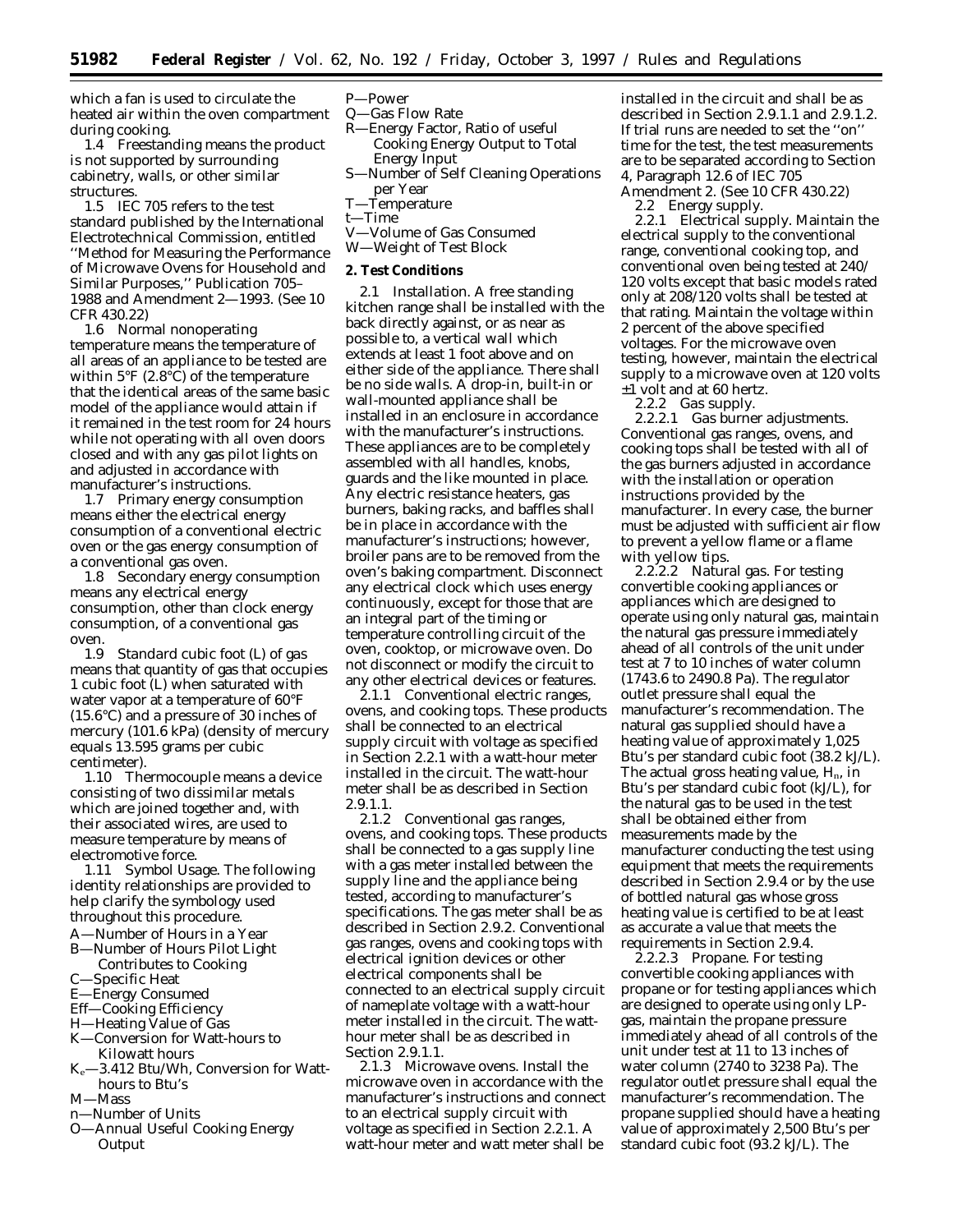which a fan is used to circulate the heated air within the oven compartment during cooking.

1.4 *Freestanding* means the product is not supported by surrounding cabinetry, walls, or other similar structures.

1.5 *IEC 705* refers to the test standard published by the International Electrotechnical Commission, entitled ''Method for Measuring the Performance of Microwave Ovens for Household and Similar Purposes,'' Publication 705–1988 and Amendment 2—1993. (See 10 CFR 430.22)

1.6 *Normal nonoperating temperature* means the temperature of all areas of an appliance to be tested are within 5°F (2.8°C) of the temperature that the identical areas of the same basic model of the appliance would attain if it remained in the test room for 24 hours while not operating with all oven doors closed and with any gas pilot lights on and adjusted in accordance with manufacturer's instructions.

1.7 *Primary energy consumption* means either the electrical energy consumption of a conventional electric oven or the gas energy consumption of a conventional gas oven.

1.8 *Secondary energy consumption* means any electrical energy consumption, other than clock energy consumption, of a conventional gas oven.

1.9 *Standard cubic foot (L) of gas* means that quantity of gas that occupies 1 cubic foot (L) when saturated with water vapor at a temperature of 60°F (15.6°C) and a pressure of 30 inches of mercury (101.6 kPa) (density of mercury equals 13.595 grams per cubic centimeter).

1.10 *Thermocouple* means a device consisting of two dissimilar metals which are joined together and, with their associated wires, are used to measure temperature by means of electromotive force.

1.11 *Symbol Usage.* The following identity relationships are provided to help clarify the symbology used throughout this procedure.

A—Number of Hours in a Year
B—Number of Hours Pilot Light Contributes to Cooking
C—Specific Heat
E—Energy Consumed
Eff—Cooking Efficiency
H—Heating Value of Gas
K—Conversion for Watt-hours to Kilowatt hours
$K_e$—3.412 Btu/Wh, Conversion for Watt-hours to Btu's
M—Mass
n—Number of Units
O—Annual Useful Cooking Energy Output
P—Power
Q—Gas Flow Rate
R—Energy Factor, Ratio of useful Cooking Energy Output to Total Energy Input
S—Number of Self Cleaning Operations per Year
T—Temperature
t—Time
V—Volume of Gas Consumed
W—Weight of Test Block

**2. Test Conditions**

2.1 *Installation.* A free standing kitchen range shall be installed with the back directly against, or as near as possible to, a vertical wall which extends at least 1 foot above and on either side of the appliance. There shall be no side walls. A drop-in, built-in or wall-mounted appliance shall be installed in an enclosure in accordance with the manufacturer's instructions. These appliances are to be completely assembled with all handles, knobs, guards and the like mounted in place. Any electric resistance heaters, gas burners, baking racks, and baffles shall be in place in accordance with the manufacturer's instructions; however, broiler pans are to be removed from the oven's baking compartment. Disconnect any electrical clock which uses energy continuously, except for those that are an integral part of the timing or temperature controlling circuit of the oven, cooktop, or microwave oven. Do not disconnect or modify the circuit to any other electrical devices or features.

2.1.1 *Conventional electric ranges, ovens, and cooking tops.* These products shall be connected to an electrical supply circuit with voltage as specified in Section 2.2.1 with a watt-hour meter installed in the circuit. The watt-hour meter shall be as described in Section 2.9.1.1.

2.1.2 *Conventional gas ranges, ovens, and cooking tops.* These products shall be connected to a gas supply line with a gas meter installed between the supply line and the appliance being tested, according to manufacturer's specifications. The gas meter shall be as described in Section 2.9.2. Conventional gas ranges, ovens and cooking tops with electrical ignition devices or other electrical components shall be connected to an electrical supply circuit of nameplate voltage with a watt-hour meter installed in the circuit. The watt-hour meter shall be as described in Section 2.9.1.1.

2.1.3 *Microwave ovens.* Install the microwave oven in accordance with the manufacturer's instructions and connect to an electrical supply circuit with voltage as specified in Section 2.2.1. A watt-hour meter and watt meter shall be installed in the circuit and shall be as described in Section 2.9.1.1 and 2.9.1.2. If trial runs are needed to set the ''on'' time for the test, the test measurements are to be separated according to Section 4, Paragraph 12.6 of IEC 705 Amendment 2. (See 10 CFR 430.22)

2.2 *Energy supply.*

2.2.1 *Electrical supply.* Maintain the electrical supply to the conventional range, conventional cooking top, and conventional oven being tested at 240/120 volts except that basic models rated only at 208/120 volts shall be tested at that rating. Maintain the voltage within 2 percent of the above specified voltages. For the microwave oven testing, however, maintain the electrical supply to a microwave oven at 120 volts ±1 volt and at 60 hertz.

2.2.2 *Gas supply.*

2.2.2.1 *Gas burner adjustments.* Conventional gas ranges, ovens, and cooking tops shall be tested with all of the gas burners adjusted in accordance with the installation or operation instructions provided by the manufacturer. In every case, the burner must be adjusted with sufficient air flow to prevent a yellow flame or a flame with yellow tips.

2.2.2.2 *Natural gas.* For testing convertible cooking appliances or appliances which are designed to operate using only natural gas, maintain the natural gas pressure immediately ahead of all controls of the unit under test at 7 to 10 inches of water column (1743.6 to 2490.8 Pa). The regulator outlet pressure shall equal the manufacturer's recommendation. The natural gas supplied should have a heating value of approximately 1,025 Btu's per standard cubic foot (38.2 kJ/L). The actual gross heating value, $H_n$, in Btu's per standard cubic foot (kJ/L), for the natural gas to be used in the test shall be obtained either from measurements made by the manufacturer conducting the test using equipment that meets the requirements described in Section 2.9.4 or by the use of bottled natural gas whose gross heating value is certified to be at least as accurate a value that meets the requirements in Section 2.9.4.

2.2.2.3 *Propane.* For testing convertible cooking appliances with propane or for testing appliances which are designed to operate using only LP-gas, maintain the propane pressure immediately ahead of all controls of the unit under test at 11 to 13 inches of water column (2740 to 3238 Pa). The regulator outlet pressure shall equal the manufacturer's recommendation. The propane supplied should have a heating value of approximately 2,500 Btu's per standard cubic foot (93.2 kJ/L). The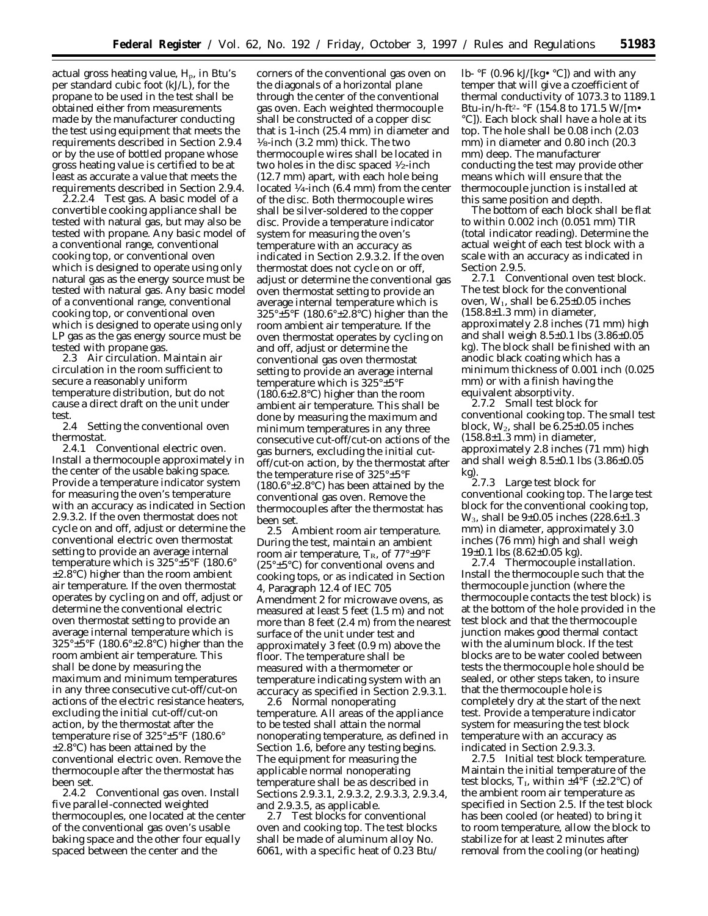actual gross heating value, $H_p$, in Btu's per standard cubic foot (kJ/L), for the propane to be used in the test shall be obtained either from measurements made by the manufacturer conducting the test using equipment that meets the requirements described in Section 2.9.4 or by the use of bottled propane whose gross heating value is certified to be at least as accurate a value that meets the requirements described in Section 2.9.4.

2.2.2.4 *Test gas.* A basic model of a convertible cooking appliance shall be tested with natural gas, but may also be tested with propane. Any basic model of a conventional range, conventional cooking top, or conventional oven which is designed to operate using only natural gas as the energy source must be tested with natural gas. Any basic model of a conventional range, conventional cooking top, or conventional oven which is designed to operate using only LP gas as the gas energy source must be tested with propane gas.

2.3 *Air circulation.* Maintain air circulation in the room sufficient to secure a reasonably uniform temperature distribution, but do not cause a direct draft on the unit under test.

2.4 *Setting the conventional oven thermostat.*

2.4.1 *Conventional electric oven.* Install a thermocouple approximately in the center of the usable baking space. Provide a temperature indicator system for measuring the oven's temperature with an accuracy as indicated in Section 2.9.3.2. If the oven thermostat does not cycle on and off, adjust or determine the conventional electric oven thermostat setting to provide an average internal temperature which is 325°±5°F (180.6°±2.8°C) higher than the room ambient air temperature. If the oven thermostat operates by cycling on and off, adjust or determine the conventional electric oven thermostat setting to provide an average internal temperature which is 325°±5°F (180.6°±2.8°C) higher than the room ambient air temperature. This shall be done by measuring the maximum and minimum temperatures in any three consecutive cut-off/cut-on actions of the electric resistance heaters, excluding the initial cut-off/cut-on action, by the thermostat after the temperature rise of 325°±5°F (180.6°±2.8°C) has been attained by the conventional electric oven. Remove the thermocouple after the thermostat has been set.

2.4.2 *Conventional gas oven.* Install five parallel-connected weighted thermocouples, one located at the center of the conventional gas oven's usable baking space and the other four equally spaced between the center and the corners of the conventional gas oven on the diagonals of a horizontal plane through the center of the conventional gas oven. Each weighted thermocouple shall be constructed of a copper disc that is 1-inch (25.4 mm) in diameter and 1/8-inch (3.2 mm) thick. The two thermocouple wires shall be located in two holes in the disc spaced 1/2-inch (12.7 mm) apart, with each hole being located 1/4-inch (6.4 mm) from the center of the disc. Both thermocouple wires shall be silver-soldered to the copper disc. Provide a temperature indicator system for measuring the oven's temperature with an accuracy as indicated in Section 2.9.3.2. If the oven thermostat does not cycle on or off, adjust or determine the conventional gas oven thermostat setting to provide an average internal temperature which is 325°±5°F (180.6°±2.8°C) higher than the room ambient air temperature. If the oven thermostat operates by cycling on and off, adjust or determine the conventional gas oven thermostat setting to provide an average internal temperature which is 325°±5°F (180.6±2.8°C) higher than the room ambient air temperature. This shall be done by measuring the maximum and minimum temperatures in any three consecutive cut-off/cut-on actions of the gas burners, excluding the initial cut-off/cut-on action, by the thermostat after the temperature rise of 325°±5°F (180.6°±2.8°C) has been attained by the conventional gas oven. Remove the thermocouples after the thermostat has been set.

2.5 *Ambient room air temperature.* During the test, maintain an ambient room air temperature, $T_R$, of 77°±9°F (25°±5°C) for conventional ovens and cooking tops, or as indicated in Section 4, Paragraph 12.4 of IEC 705 Amendment 2 for microwave ovens, as measured at least 5 feet (1.5 m) and not more than 8 feet (2.4 m) from the nearest surface of the unit under test and approximately 3 feet (0.9 m) above the floor. The temperature shall be measured with a thermometer or temperature indicating system with an accuracy as specified in Section 2.9.3.1.

2.6 *Normal nonoperating temperature.* All areas of the appliance to be tested shall attain the normal nonoperating temperature, as defined in Section 1.6, before any testing begins. The equipment for measuring the applicable normal nonoperating temperature shall be as described in Sections 2.9.3.1, 2.9.3.2, 2.9.3.3, 2.9.3.4, and 2.9.3.5, as applicable.

2.7 *Test blocks for conventional oven and cooking top.* The test blocks shall be made of aluminum alloy No. 6061, with a specific heat of 0.23 Btu/lb- °F (0.96 kJ/[kg• °C]) and with any temper that will give a czoefficient of thermal conductivity of 1073.3 to 1189.1 Btu-in/h-ft$^2$- °F (154.8 to 171.5 W/[m• °C]). Each block shall have a hole at its top. The hole shall be 0.08 inch (2.03 mm) in diameter and 0.80 inch (20.3 mm) deep. The manufacturer conducting the test may provide other means which will ensure that the thermocouple junction is installed at this same position and depth.

The bottom of each block shall be flat to within 0.002 inch (0.051 mm) TIR (total indicator reading). Determine the actual weight of each test block with a scale with an accuracy as indicated in Section 2.9.5.

2.7.1 *Conventional oven test block.* The test block for the conventional oven, $W_1$, shall be 6.25±0.05 inches (158.8±1.3 mm) in diameter, approximately 2.8 inches (71 mm) high and shall weigh 8.5±0.1 lbs (3.86±0.05 kg). The block shall be finished with an anodic black coating which has a minimum thickness of 0.001 inch (0.025 mm) or with a finish having the equivalent absorptivity.

2.7.2 *Small test block for conventional cooking top.* The small test block, $W_2$, shall be 6.25±0.05 inches (158.8±1.3 mm) in diameter, approximately 2.8 inches (71 mm) high and shall weigh 8.5±0.1 lbs (3.86±0.05 kg).

2.7.3 *Large test block for conventional cooking top.* The large test block for the conventional cooking top, $W_3$, shall be 9±0.05 inches (228.6±1.3 mm) in diameter, approximately 3.0 inches (76 mm) high and shall weigh 19±0.1 lbs (8.62±0.05 kg).

2.7.4 *Thermocouple installation.* Install the thermocouple such that the thermocouple junction (where the thermocouple contacts the test block) is at the bottom of the hole provided in the test block and that the thermocouple junction makes good thermal contact with the aluminum block. If the test blocks are to be water cooled between tests the thermocouple hole should be sealed, or other steps taken, to insure that the thermocouple hole is completely dry at the start of the next test. Provide a temperature indicator system for measuring the test block temperature with an accuracy as indicated in Section 2.9.3.3.

2.7.5 *Initial test block temperature.* Maintain the initial temperature of the test blocks, $T_I$, within ±4°F (±2.2°C) of the ambient room air temperature as specified in Section 2.5. If the test block has been cooled (or heated) to bring it to room temperature, allow the block to stabilize for at least 2 minutes after removal from the cooling (or heating)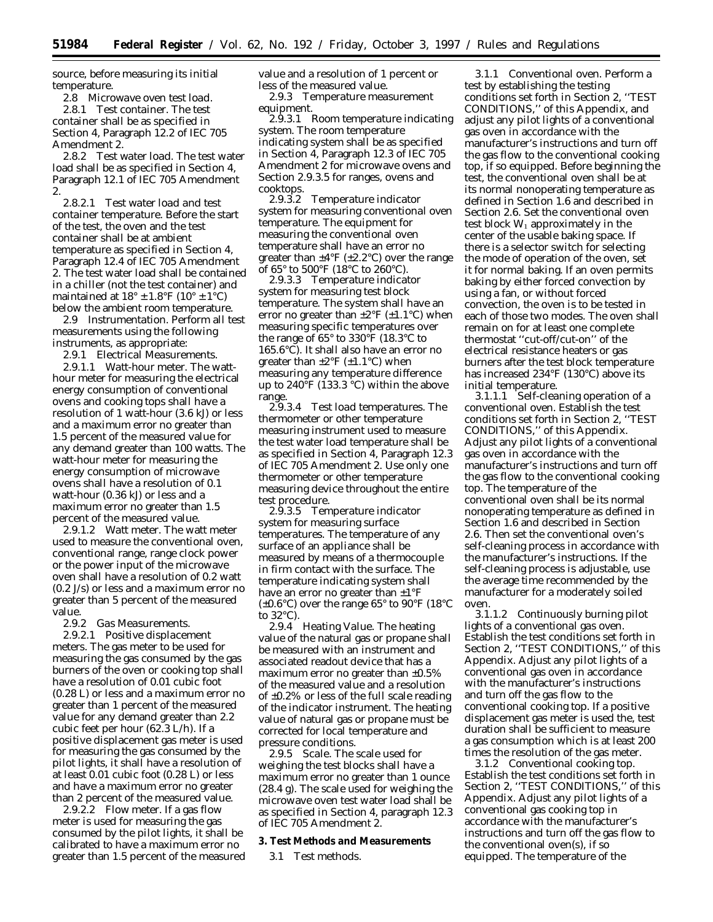source, before measuring its initial temperature.

2.8 *Microwave oven test load.*

2.8.1 *Test container.* The test container shall be as specified in Section 4, Paragraph 12.2 of IEC 705 Amendment 2.

2.8.2 *Test water load.* The test water load shall be as specified in Section 4, Paragraph 12.1 of IEC 705 Amendment 2.

2.8.2.1 *Test water load and test container temperature.* Before the start of the test, the oven and the test container shall be at ambient temperature as specified in Section 4, Paragraph 12.4 of IEC 705 Amendment 2. The test water load shall be contained in a chiller (not the test container) and maintained at 18° ± 1.8°F (10° ± 1°C) below the ambient room temperature.

2.9 *Instrumentation.* Perform all test measurements using the following instruments, as appropriate:

2.9.1 *Electrical Measurements.*

2.9.1.1 *Watt-hour meter.* The watt-hour meter for measuring the electrical energy consumption of conventional ovens and cooking tops shall have a resolution of 1 watt-hour (3.6 kJ) or less and a maximum error no greater than 1.5 percent of the measured value for any demand greater than 100 watts. The watt-hour meter for measuring the energy consumption of microwave ovens shall have a resolution of 0.1 watt-hour (0.36 kJ) or less and a maximum error no greater than 1.5 percent of the measured value.

2.9.1.2 *Watt meter.* The watt meter used to measure the conventional oven, conventional range, range clock power or the power input of the microwave oven shall have a resolution of 0.2 watt (0.2 J/s) or less and a maximum error no greater than 5 percent of the measured value.

2.9.2 *Gas Measurements.*

2.9.2.1 *Positive displacement meters.* The gas meter to be used for measuring the gas consumed by the gas burners of the oven or cooking top shall have a resolution of 0.01 cubic foot (0.28 L) or less and a maximum error no greater than 1 percent of the measured value for any demand greater than 2.2 cubic feet per hour (62.3 L/h). If a positive displacement gas meter is used for measuring the gas consumed by the pilot lights, it shall have a resolution of at least 0.01 cubic foot (0.28 L) or less and have a maximum error no greater than 2 percent of the measured value.

2.9.2.2 *Flow meter.* If a gas flow meter is used for measuring the gas consumed by the pilot lights, it shall be calibrated to have a maximum error no greater than 1.5 percent of the measured value and a resolution of 1 percent or less of the measured value.

2.9.3 *Temperature measurement equipment.*

2.9.3.1 *Room temperature indicating system.* The room temperature indicating system shall be as specified in Section 4, Paragraph 12.3 of IEC 705 Amendment 2 for microwave ovens and Section 2.9.3.5 for ranges, ovens and cooktops.

2.9.3.2 *Temperature indicator system for measuring conventional oven temperature.* The equipment for measuring the conventional oven temperature shall have an error no greater than ±4°F (±2.2°C) over the range of 65° to 500°F (18°C to 260°C).

2.9.3.3 *Temperature indicator system for measuring test block temperature.* The system shall have an error no greater than ±2°F (±1.1°C) when measuring specific temperatures over the range of 65° to 330°F (18.3°C to 165.6°C). It shall also have an error no greater than ±2°F (±1.1°C) when measuring any temperature difference up to 240°F (133.3 °C) within the above range.

2.9.3.4 *Test load temperatures.* The thermometer or other temperature measuring instrument used to measure the test water load temperature shall be as specified in Section 4, Paragraph 12.3 of IEC 705 Amendment 2. Use only one thermometer or other temperature measuring device throughout the entire test procedure.

2.9.3.5 *Temperature indicator system for measuring surface temperatures.* The temperature of any surface of an appliance shall be measured by means of a thermocouple in firm contact with the surface. The temperature indicating system shall have an error no greater than ±1°F (±0.6°C) over the range 65° to 90°F (18°C to 32°C).

2.9.4 *Heating Value.* The heating value of the natural gas or propane shall be measured with an instrument and associated readout device that has a maximum error no greater than ±0.5% of the measured value and a resolution of ±0.2% or less of the full scale reading of the indicator instrument. The heating value of natural gas or propane must be corrected for local temperature and pressure conditions.

2.9.5 *Scale.* The scale used for weighing the test blocks shall have a maximum error no greater than 1 ounce (28.4 g). The scale used for weighing the microwave oven test water load shall be as specified in Section 4, paragraph 12.3 of IEC 705 Amendment 2.

**3. Test Methods and Measurements**

3.1 *Test methods.*

3.1.1 *Conventional oven.* Perform a test by establishing the testing conditions set forth in Section 2, ''TEST CONDITIONS,'' of this Appendix, and adjust any pilot lights of a conventional gas oven in accordance with the manufacturer's instructions and turn off the gas flow to the conventional cooking top, if so equipped. Before beginning the test, the conventional oven shall be at its normal nonoperating temperature as defined in Section 1.6 and described in Section 2.6. Set the conventional oven test block $W_1$ approximately in the center of the usable baking space. If there is a selector switch for selecting the mode of operation of the oven, set it for normal baking. If an oven permits baking by either forced convection by using a fan, or without forced convection, the oven is to be tested in each of those two modes. The oven shall remain on for at least one complete thermostat ''cut-off/cut-on'' of the electrical resistance heaters or gas burners after the test block temperature has increased 234°F (130°C) above its initial temperature.

3.1.1.1 *Self-cleaning operation of a conventional oven.* Establish the test conditions set forth in Section 2, ''TEST CONDITIONS,'' of this Appendix. Adjust any pilot lights of a conventional gas oven in accordance with the manufacturer's instructions and turn off the gas flow to the conventional cooking top. The temperature of the conventional oven shall be its normal nonoperating temperature as defined in Section 1.6 and described in Section 2.6. Then set the conventional oven's self-cleaning process in accordance with the manufacturer's instructions. If the self-cleaning process is adjustable, use the average time recommended by the manufacturer for a moderately soiled oven.

3.1.1.2 *Continuously burning pilot lights of a conventional gas oven.* Establish the test conditions set forth in Section 2, ''TEST CONDITIONS,'' of this Appendix. Adjust any pilot lights of a conventional gas oven in accordance with the manufacturer's instructions and turn off the gas flow to the conventional cooking top. If a positive displacement gas meter is used the, test duration shall be sufficient to measure a gas consumption which is at least 200 times the resolution of the gas meter.

3.1.2 *Conventional cooking top.* Establish the test conditions set forth in Section 2, ''TEST CONDITIONS,'' of this Appendix. Adjust any pilot lights of a conventional gas cooking top in accordance with the manufacturer's instructions and turn off the gas flow to the conventional oven(s), if so equipped. The temperature of the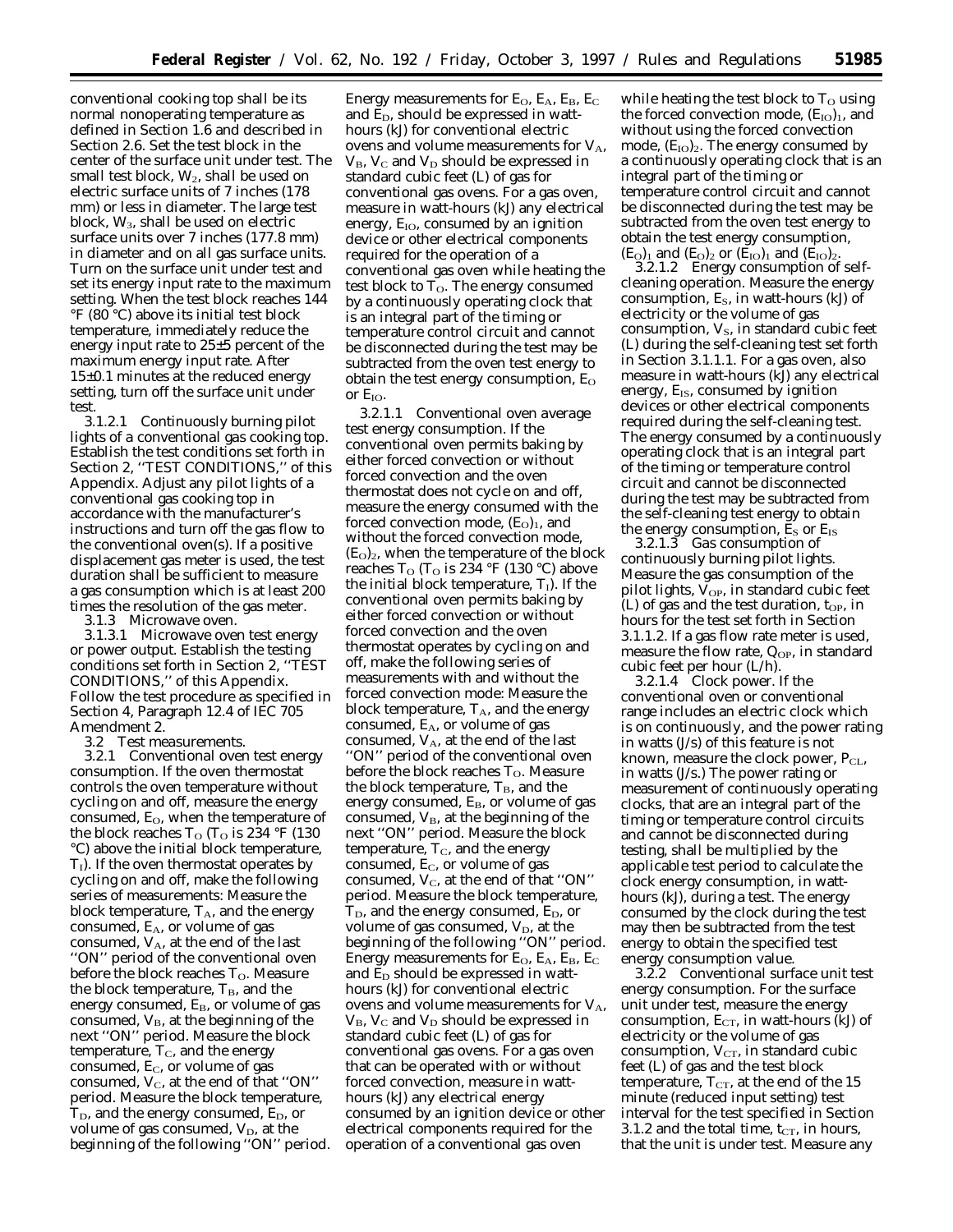conventional cooking top shall be its normal nonoperating temperature as defined in Section 1.6 and described in Section 2.6. Set the test block in the center of the surface unit under test. The small test block, $W_2$, shall be used on electric surface units of 7 inches (178 mm) or less in diameter. The large test block, $W_3$, shall be used on electric surface units over 7 inches (177.8 mm) in diameter and on all gas surface units. Turn on the surface unit under test and set its energy input rate to the maximum setting. When the test block reaches 144 °F (80 °C) above its initial test block temperature, immediately reduce the energy input rate to 25±5 percent of the maximum energy input rate. After 15±0.1 minutes at the reduced energy setting, turn off the surface unit under test.

3.1.2.1 *Continuously burning pilot lights of a conventional gas cooking top.* Establish the test conditions set forth in Section 2, ''TEST CONDITIONS,'' of this Appendix. Adjust any pilot lights of a conventional gas cooking top in accordance with the manufacturer's instructions and turn off the gas flow to the conventional oven(s). If a positive displacement gas meter is used, the test duration shall be sufficient to measure a gas consumption which is at least 200 times the resolution of the gas meter.

3.1.3 *Microwave oven.*

3.1.3.1 *Microwave oven test energy or power output.* Establish the testing conditions set forth in Section 2, ''TEST CONDITIONS,'' of this Appendix. Follow the test procedure as specified in Section 4, Paragraph 12.4 of IEC 705 Amendment 2.

3.2 *Test measurements.*

3.2.1 *Conventional oven test energy consumption.* If the oven thermostat controls the oven temperature without cycling on and off, measure the energy consumed, $E_O$, when the temperature of the block reaches $T_O$ ($T_O$ is 234 °F (130 °C) above the initial block temperature, $T_I$). If the oven thermostat operates by cycling on and off, make the following series of measurements: Measure the block temperature, $T_A$, and the energy consumed, $E_A$, or volume of gas consumed, $V_A$, at the end of the last ''ON'' period of the conventional oven before the block reaches $T_O$. Measure the block temperature, $T_B$, and the energy consumed, $E_B$, or volume of gas consumed, $V_B$, at the beginning of the next ''ON'' period. Measure the block temperature, $T_C$, and the energy consumed, $E_C$, or volume of gas consumed, $V_C$, at the end of that ''ON'' period. Measure the block temperature, $T_D$, and the energy consumed, $E_D$, or volume of gas consumed, $V_D$, at the beginning of the following ''ON'' period. Energy measurements for $E_O$, $E_A$, $E_B$, $E_C$ and $E_D$, should be expressed in watt-hours (kJ) for conventional electric ovens and volume measurements for $V_A$, $V_B$, $V_C$ and $V_D$ should be expressed in standard cubic feet (L) of gas for conventional gas ovens. For a gas oven, measure in watt-hours (kJ) any electrical energy, $E_{IO}$, consumed by an ignition device or other electrical components required for the operation of a conventional gas oven while heating the test block to $T_O$. The energy consumed by a continuously operating clock that is an integral part of the timing or temperature control circuit and cannot be disconnected during the test may be subtracted from the oven test energy to obtain the test energy consumption, $E_O$ or $E_{IO}$.

3.2.1.1 *Conventional oven average test energy consumption.* If the conventional oven permits baking by either forced convection or without forced convection and the oven thermostat does not cycle on and off, measure the energy consumed with the forced convection mode, $(E_O)_1$, and without the forced convection mode, $(E_O)_2$, when the temperature of the block reaches $T_O$ ($T_O$ is 234 °F (130 °C) above the initial block temperature, $T_I$). If the conventional oven permits baking by either forced convection or without forced convection and the oven thermostat operates by cycling on and off, make the following series of measurements with and without the forced convection mode: Measure the block temperature, $T_A$, and the energy consumed, $E_A$, or volume of gas consumed, $V_A$, at the end of the last ''ON'' period of the conventional oven before the block reaches $T_O$. Measure the block temperature, $T_B$, and the energy consumed, $E_B$, or volume of gas consumed, $V_B$, at the beginning of the next ''ON'' period. Measure the block temperature, $T_C$, and the energy consumed, $E_C$, or volume of gas consumed, $V_C$, at the end of that ''ON'' period. Measure the block temperature, $T_D$, and the energy consumed, $E_D$, or volume of gas consumed, $V_D$, at the beginning of the following ''ON'' period. Energy measurements for $E_O$, $E_A$, $E_B$, $E_C$ and $E_D$ should be expressed in watt-hours (kJ) for conventional electric ovens and volume measurements for $V_A$, $V_B$, $V_C$ and $V_D$ should be expressed in standard cubic feet (L) of gas for conventional gas ovens. For a gas oven that can be operated with or without forced convection, measure in watt-hours (kJ) any electrical energy consumed by an ignition device or other electrical components required for the operation of a conventional gas oven while heating the test block to $T_O$ using the forced convection mode, $(E_{IO})_1$, and without using the forced convection mode, $(E_{IO})_2$. The energy consumed by a continuously operating clock that is an integral part of the timing or temperature control circuit and cannot be disconnected during the test may be subtracted from the oven test energy to obtain the test energy consumption, $(E_O)_1$ and $(E_O)_2$ or $(E_{IO})_1$ and $(E_{IO})_2$.

3.2.1.2 *Energy consumption of self-cleaning operation.* Measure the energy consumption, $E_S$, in watt-hours (kJ) of electricity or the volume of gas consumption, $V_S$, in standard cubic feet (L) during the self-cleaning test set forth in Section 3.1.1.1. For a gas oven, also measure in watt-hours (kJ) any electrical energy, $E_{IS}$, consumed by ignition devices or other electrical components required during the self-cleaning test. The energy consumed by a continuously operating clock that is an integral part of the timing or temperature control circuit and cannot be disconnected during the test may be subtracted from the self-cleaning test energy to obtain the energy consumption, $E_S$ or $E_{IS}$

3.2.1.3 *Gas consumption of continuously burning pilot lights.* Measure the gas consumption of the pilot lights, $V_{OP}$, in standard cubic feet (L) of gas and the test duration, $t_{OP}$, in hours for the test set forth in Section 3.1.1.2. If a gas flow rate meter is used, measure the flow rate, $Q_{OP}$, in standard cubic feet per hour (L/h).

3.2.1.4 *Clock power.* If the conventional oven or conventional range includes an electric clock which is on continuously, and the power rating in watts (J/s) of this feature is not known, measure the clock power, $P_{CL}$, in watts (J/s.) The power rating or measurement of continuously operating clocks, that are an integral part of the timing or temperature control circuits and cannot be disconnected during testing, shall be multiplied by the applicable test period to calculate the clock energy consumption, in watt-hours (kJ), during a test. The energy consumed by the clock during the test may then be subtracted from the test energy to obtain the specified test energy consumption value.

3.2.2 *Conventional surface unit test energy consumption.* For the surface unit under test, measure the energy consumption, $E_{CT}$, in watt-hours (kJ) of electricity or the volume of gas consumption, $V_{CT}$, in standard cubic feet (L) of gas and the test block temperature, $T_{CT}$, at the end of the 15 minute (reduced input setting) test interval for the test specified in Section 3.1.2 and the total time, $t_{CT}$, in hours, that the unit is under test. Measure any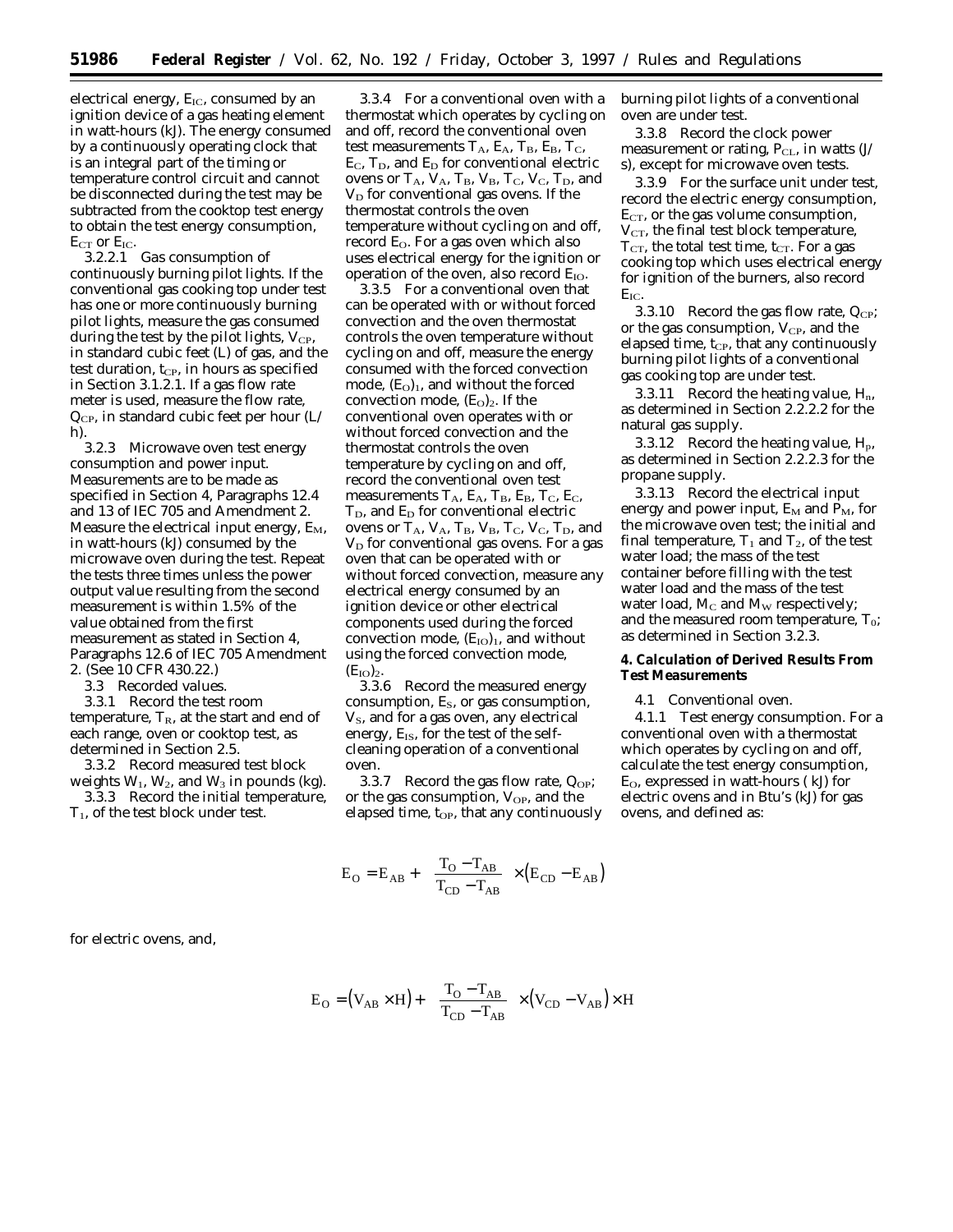electrical energy, $E_{IC}$, consumed by an ignition device of a gas heating element in watt-hours (kJ). The energy consumed by a continuously operating clock that is an integral part of the timing or temperature control circuit and cannot be disconnected during the test may be subtracted from the cooktop test energy to obtain the test energy consumption, $E_{CT}$ or $E_{IC}$.

3.2.2.1 Gas consumption of continuously burning pilot lights. If the conventional gas cooking top under test has one or more continuously burning pilot lights, measure the gas consumed during the test by the pilot lights, $V_{CP}$, in standard cubic feet (L) of gas, and the test duration, $t_{CP}$, in hours as specified in Section 3.1.2.1. If a gas flow rate meter is used, measure the flow rate, $Q_{CP}$, in standard cubic feet per hour (L/h).

3.2.3 Microwave oven test energy consumption and power input. Measurements are to be made as specified in Section 4, Paragraphs 12.4 and 13 of IEC 705 and Amendment 2. Measure the electrical input energy, $E_M$, in watt-hours (kJ) consumed by the microwave oven during the test. Repeat the tests three times unless the power output value resulting from the second measurement is within 1.5% of the value obtained from the first measurement as stated in Section 4, Paragraphs 12.6 of IEC 705 Amendment 2. (See 10 CFR 430.22.)

3.3 Recorded values.

3.3.1 Record the test room temperature, $T_R$, at the start and end of each range, oven or cooktop test, as determined in Section 2.5.

3.3.2 Record measured test block weights $W_1$, $W_2$, and $W_3$ in pounds (kg).

3.3.3 Record the initial temperature, $T_1$, of the test block under test.

3.3.4 For a conventional oven with a thermostat which operates by cycling on and off, record the conventional oven test measurements $T_A$, $E_A$, $T_B$, $E_B$, $T_C$, $E_C$, $T_D$, and $E_D$ for conventional electric ovens or $T_A$, $V_A$, $T_B$, $V_B$, $T_C$, $V_C$, $T_D$, and $V_D$ for conventional gas ovens. If the thermostat controls the oven temperature without cycling on and off, record $E_O$. For a gas oven which also uses electrical energy for the ignition or operation of the oven, also record $E_{IO}$.

3.3.5 For a conventional oven that can be operated with or without forced convection and the oven thermostat controls the oven temperature without cycling on and off, measure the energy consumed with the forced convection mode, $(E_O)_1$, and without the forced convection mode, $(E_O)_2$. If the conventional oven operates with or without forced convection and the thermostat controls the oven temperature by cycling on and off, record the conventional oven test measurements $T_A$, $E_A$, $T_B$, $E_B$, $T_C$, $E_C$, $T_D$, and $E_D$ for conventional electric ovens or $T_A$, $V_A$, $T_B$, $V_B$, $T_C$, $V_C$, $T_D$, and $V_D$ for conventional gas ovens. For a gas oven that can be operated with or without forced convection, measure any electrical energy consumed by an ignition device or other electrical components used during the forced convection mode, $(E_{IO})_1$, and without using the forced convection mode, $(E_{IO})_2$.

3.3.6 Record the measured energy consumption, $E_S$, or gas consumption, $V_S$, and for a gas oven, any electrical energy, $E_{IS}$, for the test of the self-cleaning operation of a conventional oven.

3.3.7 Record the gas flow rate, $Q_{OP}$; or the gas consumption, $V_{OP}$, and the elapsed time, $t_{OP}$, that any continuously burning pilot lights of a conventional oven are under test.

3.3.8 Record the clock power measurement or rating, $P_{CL}$, in watts (J/s), except for microwave oven tests.

3.3.9 For the surface unit under test, record the electric energy consumption, $E_{CT}$, or the gas volume consumption, $V_{CT}$, the final test block temperature, $T_{CT}$, the total test time, $t_{CT}$. For a gas cooking top which uses electrical energy for ignition of the burners, also record $E_{IC}$.

3.3.10 Record the gas flow rate, $Q_{CP}$; or the gas consumption, $V_{CP}$, and the elapsed time, $t_{CP}$, that any continuously burning pilot lights of a conventional gas cooking top are under test.

3.3.11 Record the heating value, $H_n$, as determined in Section 2.2.2.2 for the natural gas supply.

3.3.12 Record the heating value, $H_p$, as determined in Section 2.2.2.3 for the propane supply.

3.3.13 Record the electrical input energy and power input, $E_M$ and $P_M$, for the microwave oven test; the initial and final temperature, $T_1$ and $T_2$, of the test water load; the mass of the test container before filling with the test water load and the mass of the test water load, $M_C$ and $M_W$ respectively; and the measured room temperature, $T_0$; as determined in Section 3.2.3.

## 4. Calculation of Derived Results From Test Measurements

4.1 Conventional oven.

4.1.1 Test energy consumption. For a conventional oven with a thermostat which operates by cycling on and off, calculate the test energy consumption, $E_O$, expressed in watt-hours (kJ) for electric ovens and in Btu's (kJ) for gas ovens, and defined as:

$$E_O = E_{AB} + \left( \frac{T_O - T_{AB}}{T_{CD} - T_{AB}} \right) \times \left( E_{CD} - E_{AB} \right)$$

for electric ovens, and,

$$E_O = \left( V_{AB} \times H \right) + \left( \frac{T_O - T_{AB}}{T_{CD} - T_{AB}} \right) \times \left( V_{CD} - V_{AB} \right) \times H$$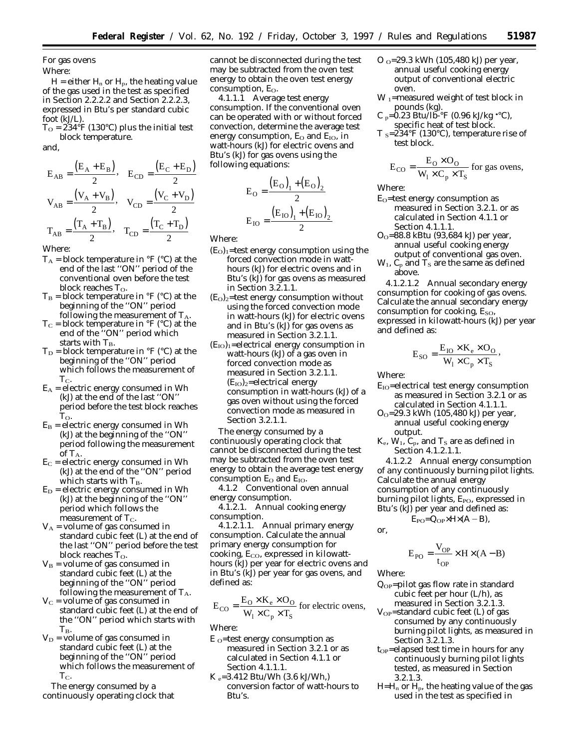For gas ovens

Where:

H = either $H_n$ or $H_p$, the heating value of the gas used in the test as specified in Section 2.2.2.2 and Section 2.2.2.3, expressed in Btu's per standard cubic foot (kJ/L).

$T_O$ = 234°F (130°C) plus the initial test block temperature.

and,

$$E_{AB} = \frac{(E_A + E_B)}{2}, \quad E_{CD} = \frac{(E_C + E_D)}{2}$$

$$V_{AB} = \frac{(V_A + V_B)}{2}, \quad V_{CD} = \frac{(V_C + V_D)}{2}$$

$$T_{AB} = \frac{(T_A + T_B)}{2}, \quad T_{CD} = \frac{(T_C + T_D)}{2}$$

Where:

- $T_A$ = block temperature in °F (°C) at the end of the last ''ON'' period of the conventional oven before the test block reaches $T_O$.
- $T_B$ = block temperature in °F (°C) at the beginning of the ''ON'' period following the measurement of $T_A$.
- $T_C$ = block temperature in °F (°C) at the end of the ''ON'' period which starts with $T_B$.
- $T_D$ = block temperature in °F (°C) at the beginning of the ''ON'' period which follows the measurement of $T_C$.
- $E_A$ = electric energy consumed in Wh (kJ) at the end of the last ''ON'' period before the test block reaches $T_O$.
- $E_B$ = electric energy consumed in Wh (kJ) at the beginning of the ''ON'' period following the measurement of $T_A$.
- $E_C$ = electric energy consumed in Wh (kJ) at the end of the ''ON'' period which starts with $T_B$.
- $E_D$ = electric energy consumed in Wh (kJ) at the beginning of the ''ON'' period which follows the measurement of $T_C$.
- $V_A$ = volume of gas consumed in standard cubic feet (L) at the end of the last ''ON'' period before the test block reaches $T_O$.
- $V_B$ = volume of gas consumed in standard cubic feet (L) at the beginning of the ''ON'' period following the measurement of $T_A$.
- $V_C$ = volume of gas consumed in standard cubic feet (L) at the end of the ''ON'' period which starts with $T_B$.
- $V_D$ = volume of gas consumed in standard cubic feet (L) at the beginning of the ''ON'' period which follows the measurement of $T_C$.

The energy consumed by a continuously operating clock that cannot be disconnected during the test may be subtracted from the oven test energy to obtain the oven test energy consumption, $E_O$.

4.1.1.1 *Average test energy consumption.* If the conventional oven can be operated with or without forced convection, determine the average test energy consumption, $E_O$ and $E_{IO}$, in watt-hours (kJ) for electric ovens and Btu's (kJ) for gas ovens using the following equations:

$$E_O = \frac{(E_O)_1 + (E_O)_2}{2}$$

$$E_{IO} = \frac{(E_{IO})_1 + (E_{IO})_2}{2}$$

Where:

- $(E_O)_1$=test energy consumption using the forced convection mode in watt-hours (kJ) for electric ovens and in Btu's (kJ) for gas ovens as measured in Section 3.2.1.1.
- $(E_O)_2$=test energy consumption without using the forced convection mode in watt-hours (kJ) for electric ovens and in Btu's (kJ) for gas ovens as measured in Section 3.2.1.1.
- $(E_{IO})_1$=electrical energy consumption in watt-hours (kJ) of a gas oven in forced convection mode as measured in Section 3.2.1.1. $(E_{IO})_2$=electrical energy consumption in watt-hours (kJ) of a gas oven without using the forced convection mode as measured in Section 3.2.1.1.

The energy consumed by a continuously operating clock that cannot be disconnected during the test may be subtracted from the oven test energy to obtain the average test energy consumption $E_O$ and $E_{IO}$.

4.1.2 *Conventional oven annual energy consumption.*

4.1.2.1. *Annual cooking energy consumption.*

4.1.2.1.1. *Annual primary energy consumption.* Calculate the annual primary energy consumption for cooking, $E_{CO}$, expressed in kilowatt-hours (kJ) per year for electric ovens and in Btu's (kJ) per year for gas ovens, and defined as:

$$E_{CO} = \frac{E_O \times K_e \times O_O}{W_1 \times C_p \times T_S} \text{ for electric ovens,}$$

Where:

- $E_O$=test energy consumption as measured in Section 3.2.1 or as calculated in Section 4.1.1 or Section 4.1.1.1.
- $K_e$=3.412 Btu/Wh (3.6 kJ/Wh,) conversion factor of watt-hours to Btu's.
- $O_O$=29.3 kWh (105,480 kJ) per year, annual useful cooking energy output of conventional electric oven.
- $W_1$=measured weight of test block in pounds (kg).
- $C_p$=0.23 Btu/lb-°F (0.96 kJ/kg·°C), specific heat of test block.
- $T_S$=234°F (130°C), temperature rise of test block.

$$E_{CO} = \frac{E_O \times O_O}{W_1 \times C_p \times T_S} \text{ for gas ovens,}$$

Where:

- $E_O$=test energy consumption as measured in Section 3.2.1. or as calculated in Section 4.1.1 or Section 4.1.1.1.
- $O_O$=88.8 kBtu (93,684 kJ) per year, annual useful cooking energy output of conventional gas oven.
- $W_1$, $C_p$ and $T_S$ are the same as defined above.

4.1.2.1.2 *Annual secondary energy consumption for cooking of gas ovens.* Calculate the annual secondary energy consumption for cooking, $E_{SO}$, expressed in kilowatt-hours (kJ) per year and defined as:

$$E_{SO} = \frac{E_{IO} \times K_e \times O_O}{W_1 \times C_p \times T_S},$$

Where:

- $E_{IO}$=electrical test energy consumption as measured in Section 3.2.1 or as calculated in Section 4.1.1.1.
- $O_O$=29.3 kWh (105,480 kJ) per year, annual useful cooking energy output.
- $K_e$, $W_1$, $C_p$, and $T_S$ are as defined in Section 4.1.2.1.1.

4.1.2.2 *Annual energy consumption of any continuously burning pilot lights.* Calculate the annual energy consumption of any continuously burning pilot lights, $E_{PO}$, expressed in Btu's (kJ) per year and defined as:

$$E_{PO}=Q_{OP}\times H\times(A-B),$$

or,

$$E_{PO} = \frac{V_{OP}}{t_{OP}} \times H \times (A - B)$$

Where:

- $Q_{OP}$=pilot gas flow rate in standard cubic feet per hour (L/h), as measured in Section 3.2.1.3.
- $V_{OP}$=standard cubic feet (L) of gas consumed by any continuously burning pilot lights, as measured in Section 3.2.1.3.
- $t_{OP}$=elapsed test time in hours for any continuously burning pilot lights tested, as measured in Section 3.2.1.3.
- H=$H_n$ or $H_p$, the heating value of the gas used in the test as specified in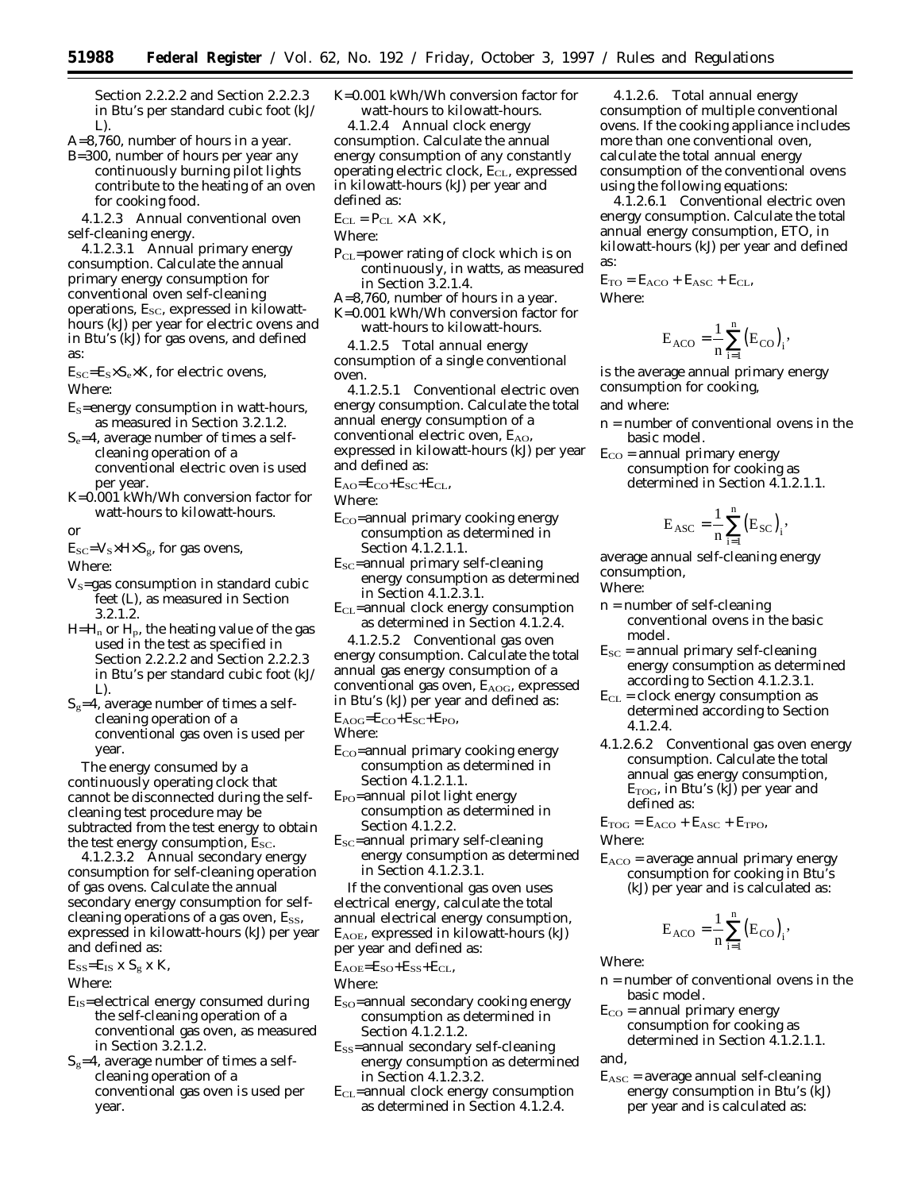Section 2.2.2.2 and Section 2.2.2.3 in Btu's per standard cubic foot (kJ/L).

A=8,760, number of hours in a year.

B=300, number of hours per year any continuously burning pilot lights contribute to the heating of an oven for cooking food.

4.1.2.3 Annual conventional oven self-cleaning energy.

4.1.2.3.1 Annual primary energy consumption. Calculate the annual primary energy consumption for conventional oven self-cleaning operations, $E_{SC}$, expressed in kilowatt-hours (kJ) per year for electric ovens and in Btu's (kJ) for gas ovens, and defined as:

$E_{SC}=E_S \times S_e \times K$, for electric ovens,

Where:

$E_S$=energy consumption in watt-hours, as measured in Section 3.2.1.2.

$S_e$=4, average number of times a self-cleaning operation of a conventional electric oven is used per year.

K=0.001 kWh/Wh conversion factor for watt-hours to kilowatt-hours.

or

$E_{SC}=V_S \times H \times S_g$, for gas ovens,

Where:

$V_S$=gas consumption in standard cubic feet (L), as measured in Section 3.2.1.2.

$H=H_n$ or $H_p$, the heating value of the gas used in the test as specified in Section 2.2.2.2 and Section 2.2.2.3 in Btu's per standard cubic foot (kJ/L).

$S_g$=4, average number of times a self-cleaning operation of a conventional gas oven is used per year.

The energy consumed by a continuously operating clock that cannot be disconnected during the self-cleaning test procedure may be subtracted from the test energy to obtain the test energy consumption, $E_{SC}$.

4.1.2.3.2 Annual secondary energy consumption for self-cleaning operation of gas ovens. Calculate the annual secondary energy consumption for self-cleaning operations of a gas oven, $E_{SS}$, expressed in kilowatt-hours (kJ) per year and defined as:

$E_{SS}=E_{IS} \times S_g \times K$,

Where:

$E_{IS}$=electrical energy consumed during the self-cleaning operation of a conventional gas oven, as measured in Section 3.2.1.2.

$S_g$=4, average number of times a self-cleaning operation of a conventional gas oven is used per year.

K=0.001 kWh/Wh conversion factor for watt-hours to kilowatt-hours.

4.1.2.4 Annual clock energy consumption. Calculate the annual energy consumption of any constantly operating electric clock, $E_{CL}$, expressed in kilowatt-hours (kJ) per year and defined as:

$E_{CL} = P_{CL} \times A \times K$,

Where:

$P_{CL}$=power rating of clock which is on continuously, in watts, as measured in Section 3.2.1.4.

A=8,760, number of hours in a year.

K=0.001 kWh/Wh conversion factor for watt-hours to kilowatt-hours.

4.1.2.5 Total annual energy consumption of a single conventional oven.

4.1.2.5.1 Conventional electric oven energy consumption. Calculate the total annual energy consumption of a conventional electric oven, $E_{AO}$, expressed in kilowatt-hours (kJ) per year and defined as:

$E_{AO}=E_{CO}+E_{SC}+E_{CL}$,

Where:

$E_{CO}$=annual primary cooking energy consumption as determined in Section 4.1.2.1.1.

$E_{SC}$=annual primary self-cleaning energy consumption as determined in Section 4.1.2.3.1.

$E_{CL}$=annual clock energy consumption as determined in Section 4.1.2.4.

4.1.2.5.2 Conventional gas oven energy consumption. Calculate the total annual gas energy consumption of a conventional gas oven, $E_{AOG}$, expressed in Btu's (kJ) per year and defined as:

$E_{AOG}=E_{CO}+E_{SC}+E_{PO}$,

Where:

$E_{CO}$=annual primary cooking energy consumption as determined in Section 4.1.2.1.1.

$E_{PO}$=annual pilot light energy consumption as determined in Section 4.1.2.2.

$E_{SC}$=annual primary self-cleaning energy consumption as determined in Section 4.1.2.3.1.

If the conventional gas oven uses electrical energy, calculate the total annual electrical energy consumption, $E_{AOE}$, expressed in kilowatt-hours (kJ) per year and defined as:

$E_{AOE}=E_{SO}+E_{SS}+E_{CL}$,

Where:

$E_{SO}$=annual secondary cooking energy consumption as determined in Section 4.1.2.1.2.

$E_{SS}$=annual secondary self-cleaning energy consumption as determined in Section 4.1.2.3.2.

$E_{CL}$=annual clock energy consumption as determined in Section 4.1.2.4.

4.1.2.6. Total annual energy consumption of multiple conventional ovens. If the cooking appliance includes more than one conventional oven, calculate the total annual energy consumption of the conventional ovens using the following equations:

4.1.2.6.1 Conventional electric oven energy consumption. Calculate the total annual energy consumption, ETO, in kilowatt-hours (kJ) per year and defined as:

$E_{TO} = E_{ACO} + E_{ASC} + E_{CL}$,

Where:

$$E_{ACO} = \frac{1}{n}\sum_{i=1}^{n}\left(E_{CO}\right)_i,$$

is the average annual primary energy consumption for cooking,

and where:

n = number of conventional ovens in the basic model.

$E_{CO}$ = annual primary energy consumption for cooking as determined in Section 4.1.2.1.1.

$$E_{ASC} = \frac{1}{n}\sum_{i=1}^{n}\left(E_{SC}\right)_i,$$

average annual self-cleaning energy consumption,

Where:

n = number of self-cleaning conventional ovens in the basic model.

$E_{SC}$ = annual primary self-cleaning energy consumption as determined according to Section 4.1.2.3.1.

$E_{CL}$ = clock energy consumption as determined according to Section 4.1.2.4.

4.1.2.6.2 Conventional gas oven energy consumption. Calculate the total annual gas energy consumption, $E_{TOG}$, in Btu's (kJ) per year and defined as:

$E_{TOG} = E_{ACO} + E_{ASC} + E_{TPO}$,

Where:

$E_{ACO}$ = average annual primary energy consumption for cooking in Btu's (kJ) per year and is calculated as:

$$E_{ACO} = \frac{1}{n}\sum_{i=1}^{n}\left(E_{CO}\right)_i,$$

Where:

n = number of conventional ovens in the basic model.

$E_{CO}$ = annual primary energy consumption for cooking as determined in Section 4.1.2.1.1.

and,

$E_{ASC}$ = average annual self-cleaning energy consumption in Btu's (kJ) per year and is calculated as: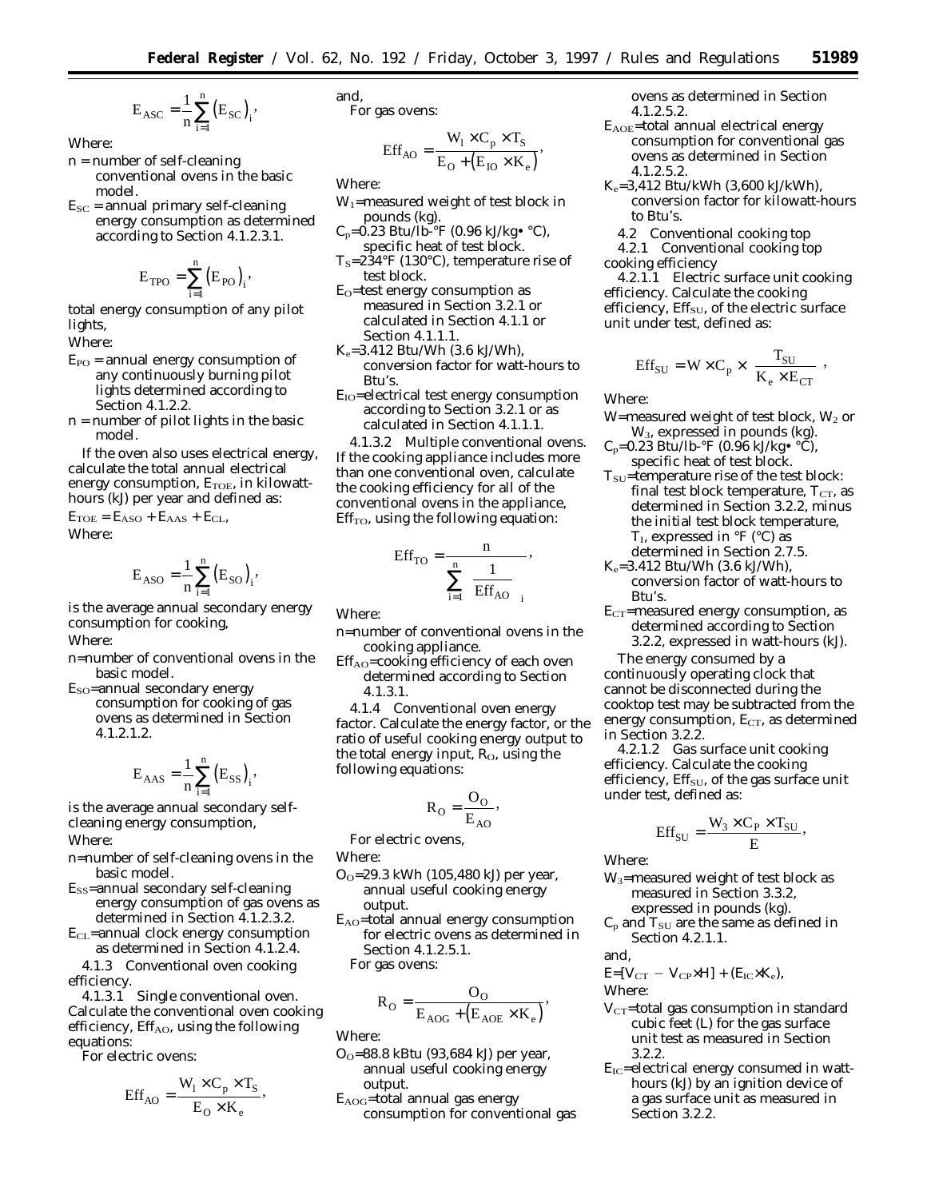$$E_{ASC} = \frac{1}{n}\sum_{i=1}^{n}\left(E_{SC}\right)_i,$$

Where:

n = number of self-cleaning conventional ovens in the basic model.

$E_{SC}$ = annual primary self-cleaning energy consumption as determined according to Section 4.1.2.3.1.

$$E_{TPO} = \sum_{i=1}^{n}\left(E_{PO}\right)_i,$$

total energy consumption of any pilot lights,

Where:

$E_{PO}$ = annual energy consumption of any continuously burning pilot lights determined according to Section 4.1.2.2.

n = number of pilot lights in the basic model.

If the oven also uses electrical energy, calculate the total annual electrical energy consumption, $E_{TOE}$, in kilowatt-hours (kJ) per year and defined as:

$E_{TOE} = E_{ASO} + E_{AAS} + E_{CL}$,

Where:

$$E_{ASO} = \frac{1}{n}\sum_{i=1}^{n}\left(E_{SO}\right)_i,$$

is the average annual secondary energy consumption for cooking,

Where:

n=number of conventional ovens in the basic model.

$E_{SO}$=annual secondary energy consumption for cooking of gas ovens as determined in Section 4.1.2.1.2.

$$E_{AAS} = \frac{1}{n}\sum_{i=1}^{n}\left(E_{SS}\right)_i,$$

is the average annual secondary self-cleaning energy consumption,

Where:

n=number of self-cleaning ovens in the basic model.

$E_{SS}$=annual secondary self-cleaning energy consumption of gas ovens as determined in Section 4.1.2.3.2.

$E_{CL}$=annual clock energy consumption as determined in Section 4.1.2.4.

4.1.3 Conventional oven cooking efficiency.

4.1.3.1 Single conventional oven. Calculate the conventional oven cooking efficiency, $Eff_{AO}$, using the following equations:

For electric ovens:

$$Eff_{AO} = \frac{W_1 \times C_p \times T_S}{E_O \times K_e},$$

and,

For gas ovens:

$$Eff_{AO} = \frac{W_1 \times C_p \times T_S}{E_O + \left(E_{IO} \times K_e\right)},$$

Where:

$W_1$=measured weight of test block in pounds (kg).

$C_p$=0.23 Btu/lb-°F (0.96 kJ/kg• °C), specific heat of test block.

$T_S$=234°F (130°C), temperature rise of test block.

$E_O$=test energy consumption as measured in Section 3.2.1 or calculated in Section 4.1.1 or Section 4.1.1.1.

$K_e$=3.412 Btu/Wh (3.6 kJ/Wh), conversion factor for watt-hours to Btu's.

$E_{IO}$=electrical test energy consumption according to Section 3.2.1 or as calculated in Section 4.1.1.1.

4.1.3.2 Multiple conventional ovens. If the cooking appliance includes more than one conventional oven, calculate the cooking efficiency for all of the conventional ovens in the appliance, $Eff_{TO}$, using the following equation:

$$Eff_{TO} = \frac{n}{\displaystyle\sum_{i=1}^{n}\left(\frac{1}{Eff_{AO}}\right)_i},$$

Where:

n=number of conventional ovens in the cooking appliance.

$Eff_{AO}$=cooking efficiency of each oven determined according to Section 4.1.3.1.

4.1.4 Conventional oven energy factor. Calculate the energy factor, or the ratio of useful cooking energy output to the total energy input, $R_O$, using the following equations:

$$R_O = \frac{O_O}{E_{AO}},$$

For electric ovens,

Where:

$O_O$=29.3 kWh (105,480 kJ) per year, annual useful cooking energy output.

$E_{AO}$=total annual energy consumption for electric ovens as determined in Section 4.1.2.5.1.

For gas ovens:

$$R_O = \frac{O_O}{E_{AOG} + \left(E_{AOE} \times K_e\right)},$$

Where:

$O_O$=88.8 kBtu (93,684 kJ) per year, annual useful cooking energy output.

$E_{AOG}$=total annual gas energy consumption for conventional gas ovens as determined in Section 4.1.2.5.2.

$E_{AOE}$=total annual electrical energy consumption for conventional gas ovens as determined in Section 4.1.2.5.2.

$K_e$=3,412 Btu/kWh (3,600 kJ/kWh), conversion factor for kilowatt-hours to Btu's.

4.2 Conventional cooking top

4.2.1 Conventional cooking top cooking efficiency

4.2.1.1 Electric surface unit cooking efficiency. Calculate the cooking efficiency, $Eff_{SU}$, of the electric surface unit under test, defined as:

$$Eff_{SU} = W \times C_p \times \frac{T_{SU}}{K_e \times E_{CT}},$$

Where:

W=measured weight of test block, $W_2$ or $W_3$, expressed in pounds (kg).

$C_p$=0.23 Btu/lb-°F (0.96 kJ/kg• °C), specific heat of test block.

$T_{SU}$=temperature rise of the test block: final test block temperature, $T_{CT}$, as determined in Section 3.2.2, minus the initial test block temperature, $T_I$, expressed in °F (°C) as determined in Section 2.7.5.

$K_e$=3.412 Btu/Wh (3.6 kJ/Wh), conversion factor of watt-hours to Btu's.

$E_{CT}$=measured energy consumption, as determined according to Section 3.2.2, expressed in watt-hours (kJ).

The energy consumed by a continuously operating clock that cannot be disconnected during the cooktop test may be subtracted from the energy consumption, $E_{CT}$, as determined in Section 3.2.2.

4.2.1.2 Gas surface unit cooking efficiency. Calculate the cooking efficiency, $Eff_{SU}$, of the gas surface unit under test, defined as:

$$Eff_{SU} = \frac{W_3 \times C_P \times T_{SU}}{E},$$

Where:

$W_3$=measured weight of test block as measured in Section 3.3.2, expressed in pounds (kg).

$C_p$ and $T_{SU}$ are the same as defined in Section 4.2.1.1.

and,

$E=[V_{CT} - V_{CP} \times H] + (E_{IC} \times K_e)$,

Where:

$V_{CT}$=total gas consumption in standard cubic feet (L) for the gas surface unit test as measured in Section 3.2.2.

$E_{IC}$=electrical energy consumed in watt-hours (kJ) by an ignition device of a gas surface unit as measured in Section 3.2.2.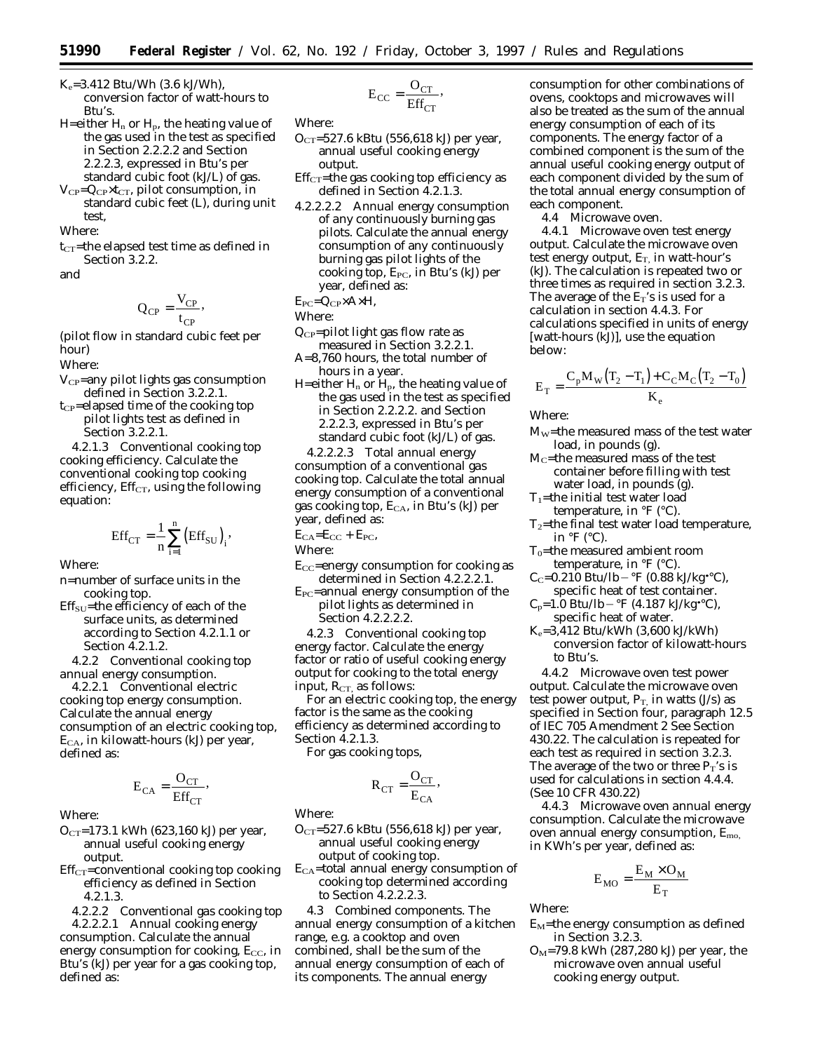$K_e$=3.412 Btu/Wh (3.6 kJ/Wh), conversion factor of watt-hours to Btu's.

H=either $H_n$ or $H_p$, the heating value of the gas used in the test as specified in Section 2.2.2.2 and Section 2.2.2.3, expressed in Btu's per standard cubic foot (kJ/L) of gas.

$V_{CP}$=$Q_{CP}$×$t_{CT}$, pilot consumption, in standard cubic feet (L), during unit test,

Where:

$t_{CT}$=the elapsed test time as defined in Section 3.2.2.

and

$$Q_{CP} = \frac{V_{CP}}{t_{CP}},$$

(pilot flow in standard cubic feet per hour)

Where:

$V_{CP}$=any pilot lights gas consumption defined in Section 3.2.2.1.

$t_{CP}$=elapsed time of the cooking top pilot lights test as defined in Section 3.2.2.1.

4.2.1.3 *Conventional cooking top cooking efficiency.* Calculate the conventional cooking top cooking efficiency, $Eff_{CT}$, using the following equation:

$$Eff_{CT} = \frac{1}{n}\sum_{i=1}^{n}\left(Eff_{SU}\right)_i,$$

Where:

n=number of surface units in the cooking top.

$Eff_{SU}$=the efficiency of each of the surface units, as determined according to Section 4.2.1.1 or Section 4.2.1.2.

4.2.2 *Conventional cooking top annual energy consumption.*

4.2.2.1 *Conventional electric cooking top energy consumption.* Calculate the annual energy consumption of an electric cooking top, $E_{CA}$, in kilowatt-hours (kJ) per year, defined as:

$$E_{CA} = \frac{O_{CT}}{Eff_{CT}},$$

Where:

$O_{CT}$=173.1 kWh (623,160 kJ) per year, annual useful cooking energy output.

$Eff_{CT}$=conventional cooking top cooking efficiency as defined in Section 4.2.1.3.

4.2.2.2 *Conventional gas cooking top*

4.2.2.2.1 *Annual cooking energy consumption.* Calculate the annual energy consumption for cooking, $E_{CC}$, in Btu's (kJ) per year for a gas cooking top, defined as:

$$E_{CC} = \frac{O_{CT}}{Eff_{CT}},$$

Where:

$O_{CT}$=527.6 kBtu (556,618 kJ) per year, annual useful cooking energy output.

$Eff_{CT}$=the gas cooking top efficiency as defined in Section 4.2.1.3.

4.2.2.2.2 *Annual energy consumption of any continuously burning gas pilots.* Calculate the annual energy consumption of any continuously burning gas pilot lights of the cooking top, $E_{PC}$, in Btu's (kJ) per year, defined as:

$E_{PC}$=$Q_{CP}$×A×H,

Where:

$Q_{CP}$=pilot light gas flow rate as measured in Section 3.2.2.1.

A=8,760 hours, the total number of hours in a year.

H=either $H_n$ or $H_p$, the heating value of the gas used in the test as specified in Section 2.2.2.2. and Section 2.2.2.3, expressed in Btu's per standard cubic foot (kJ/L) of gas.

4.2.2.2.3 *Total annual energy consumption of a conventional gas cooking top.* Calculate the total annual energy consumption of a conventional gas cooking top, $E_{CA}$, in Btu's (kJ) per year, defined as:

$E_{CA}$=$E_{CC}$ + $E_{PC}$,

Where:

$E_{CC}$=energy consumption for cooking as determined in Section 4.2.2.2.1.

$E_{PC}$=annual energy consumption of the pilot lights as determined in Section 4.2.2.2.2.

4.2.3 *Conventional cooking top energy factor.* Calculate the energy factor or ratio of useful cooking energy output for cooking to the total energy input, $R_{CT}$, as follows:

For an electric cooking top, the energy factor is the same as the cooking efficiency as determined according to Section 4.2.1.3.

For gas cooking tops,

$$R_{CT} = \frac{O_{CT}}{E_{CA}},$$

Where:

$O_{CT}$=527.6 kBtu (556,618 kJ) per year, annual useful cooking energy output of cooking top.

$E_{CA}$=total annual energy consumption of cooking top determined according to Section 4.2.2.2.3.

4.3 *Combined components.* The annual energy consumption of a kitchen range, e.g. a cooktop and oven combined, shall be the sum of the annual energy consumption of each of its components. The annual energy consumption for other combinations of ovens, cooktops and microwaves will also be treated as the sum of the annual energy consumption of each of its components. The energy factor of a combined component is the sum of the annual useful cooking energy output of each component divided by the sum of the total annual energy consumption of each component.

4.4 *Microwave oven.*

4.4.1 *Microwave oven test energy output.* Calculate the microwave oven test energy output, $E_T$, in watt-hour's (kJ). The calculation is repeated two or three times as required in section 3.2.3. The average of the $E_T$'s is used for a calculation in section 4.4.3. For calculations specified in units of energy [watt-hours (kJ)], use the equation below:

$$E_T = \frac{C_p M_W (T_2 - T_1) + C_C M_C (T_2 - T_0)}{K_e}$$

Where:

$M_W$=the measured mass of the test water load, in pounds (g).

$M_C$=the measured mass of the test container before filling with test water load, in pounds (g).

$T_1$=the initial test water load temperature, in °F (°C).

$T_2$=the final test water load temperature, in °F (°C).

$T_0$=the measured ambient room temperature, in °F (°C).

$C_C$=0.210 Btu/lb − °F (0.88 kJ/kg•°C), specific heat of test container.

$C_p$=1.0 Btu/lb − °F (4.187 kJ/kg•°C), specific heat of water.

$K_e$=3,412 Btu/kWh (3,600 kJ/kWh) conversion factor of kilowatt-hours to Btu's.

4.4.2 *Microwave oven test power output.* Calculate the microwave oven test power output, $P_T$, in watts (J/s) as specified in Section four, paragraph 12.5 of IEC 705 Amendment 2 See Section 430.22. The calculation is repeated for each test as required in section 3.2.3. The average of the two or three $P_T$'s is used for calculations in section 4.4.4. (See 10 CFR 430.22)

4.4.3 *Microwave oven annual energy consumption.* Calculate the microwave oven annual energy consumption, $E_{mo}$, in KWh's per year, defined as:

$$E_{MO} = \frac{E_M \times O_M}{E_T}$$

Where:

$E_M$=the energy consumption as defined in Section 3.2.3.

$O_M$=79.8 kWh (287,280 kJ) per year, the microwave oven annual useful cooking energy output.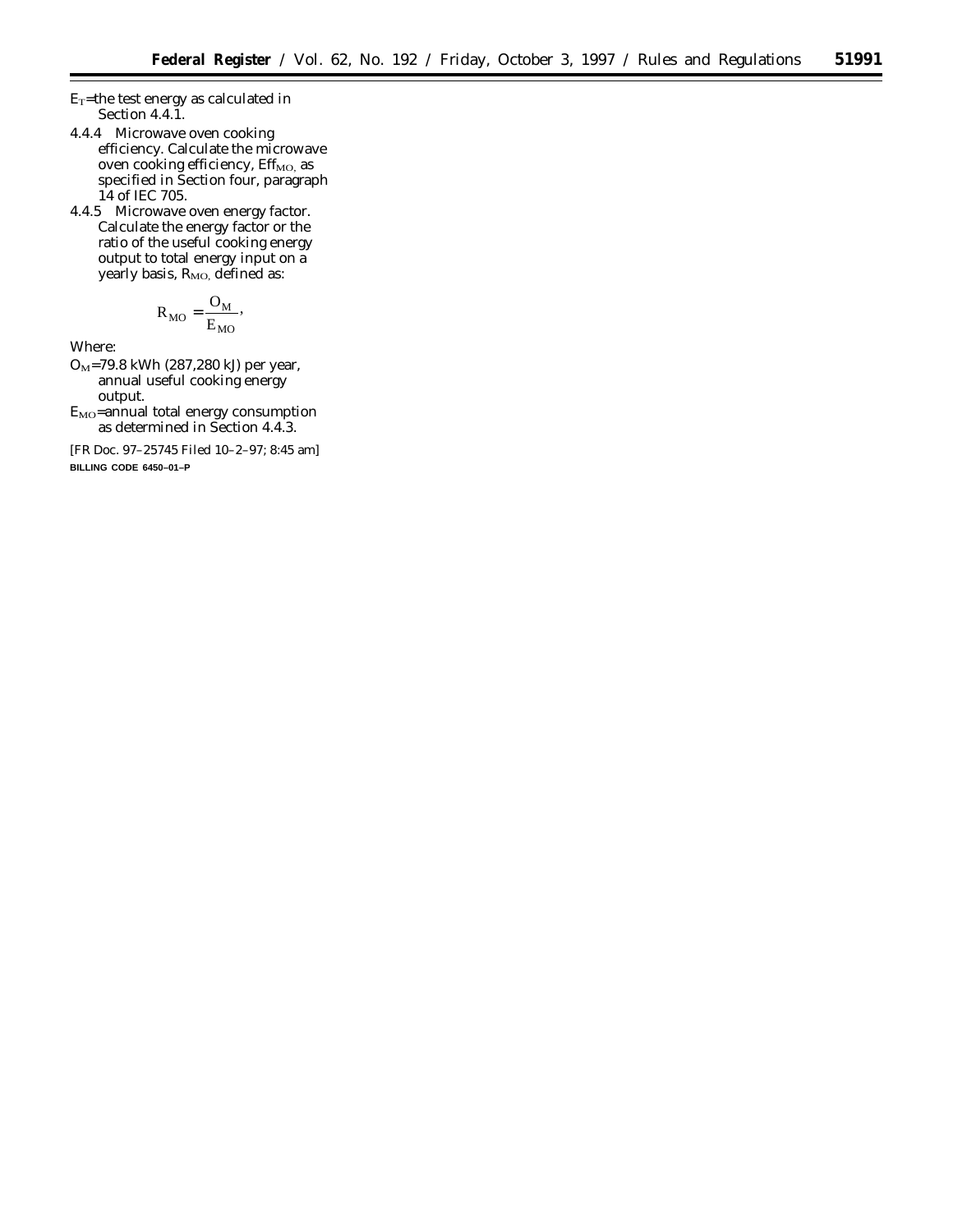$E_T$=the test energy as calculated in Section 4.4.1.

4.4.4 Microwave oven cooking efficiency. Calculate the microwave oven cooking efficiency, $Eff_{MO,}$ as specified in Section four, paragraph 14 of IEC 705.

4.4.5 Microwave oven energy factor. Calculate the energy factor or the ratio of the useful cooking energy output to total energy input on a yearly basis, $R_{MO,}$ defined as:

$$R_{MO} = \frac{O_M}{E_{MO}},$$

Where:

$O_M$=79.8 kWh (287,280 kJ) per year, annual useful cooking energy output.

$E_{MO}$=annual total energy consumption as determined in Section 4.4.3.

[FR Doc. 97–25745 Filed 10–2–97; 8:45 am]

**BILLING CODE 6450–01–P**